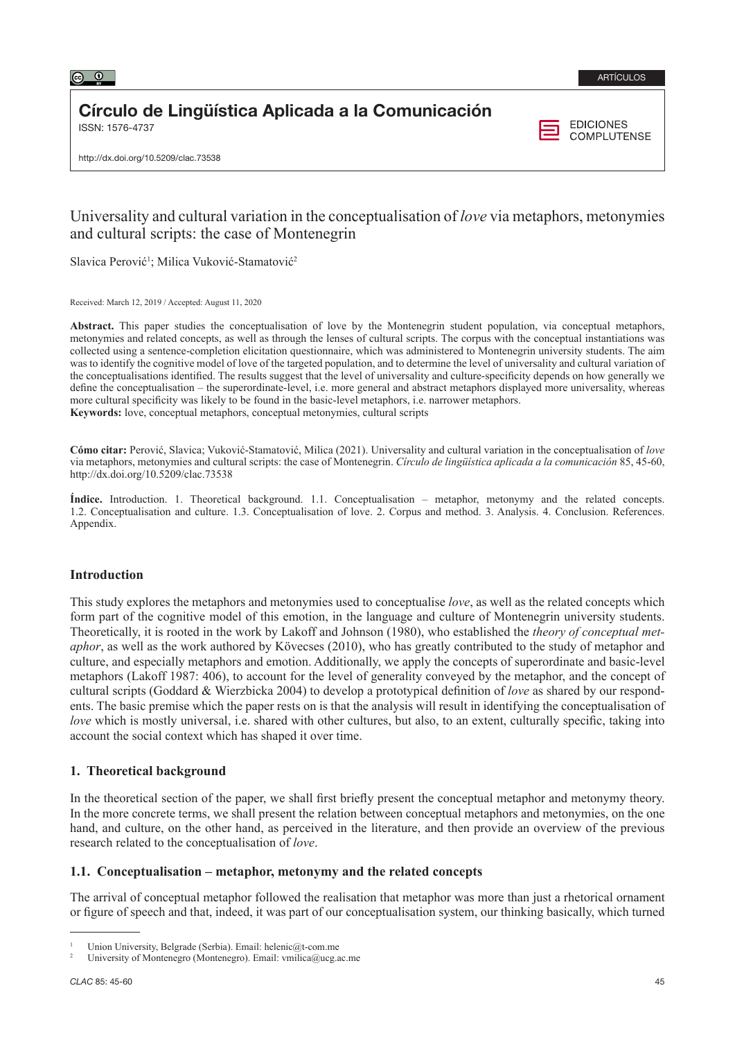ARTÍCULOS

**Círculo de Lingüística Aplicada a la Comunicación**
ISSN: 1576-4737

EDICIONES COMPLUTENSE

http://dx.doi.org/10.5209/clac.73538

# Universality and cultural variation in the conceptualisation of *love* via metaphors, metonymies and cultural scripts: the case of Montenegrin

Slavica Perović[1]; Milica Vuković-Stamatović[2]

Received: March 12, 2019 / Accepted: August 11, 2020

**Abstract.** This paper studies the conceptualisation of love by the Montenegrin student population, via conceptual metaphors, metonymies and related concepts, as well as through the lenses of cultural scripts. The corpus with the conceptual instantiations was collected using a sentence-completion elicitation questionnaire, which was administered to Montenegrin university students. The aim was to identify the cognitive model of love of the targeted population, and to determine the level of universality and cultural variation of the conceptualisations identified. The results suggest that the level of universality and culture-specificity depends on how generally we define the conceptualisation – the superordinate-level, i.e. more general and abstract metaphors displayed more universality, whereas more cultural specificity was likely to be found in the basic-level metaphors, i.e. narrower metaphors.
**Keywords:** love, conceptual metaphors, conceptual metonymies, cultural scripts

**Cómo citar:** Perović, Slavica; Vuković-Stamatović, Milica (2021). Universality and cultural variation in the conceptualisation of *love* via metaphors, metonymies and cultural scripts: the case of Montenegrin. *Círculo de lingüística aplicada a la comunicación* 85, 45-60, http://dx.doi.org/10.5209/clac.73538

**Índice.** Introduction. 1. Theoretical background. 1.1. Conceptualisation – metaphor, metonymy and the related concepts. 1.2. Conceptualisation and culture. 1.3. Conceptualisation of love. 2. Corpus and method. 3. Analysis. 4. Conclusion. References. Appendix.

## Introduction

This study explores the metaphors and metonymies used to conceptualise *love*, as well as the related concepts which form part of the cognitive model of this emotion, in the language and culture of Montenegrin university students. Theoretically, it is rooted in the work by Lakoff and Johnson (1980), who established the *theory of conceptual metaphor*, as well as the work authored by Kövecses (2010), who has greatly contributed to the study of metaphor and culture, and especially metaphors and emotion. Additionally, we apply the concepts of superordinate and basic-level metaphors (Lakoff 1987: 406), to account for the level of generality conveyed by the metaphor, and the concept of cultural scripts (Goddard & Wierzbicka 2004) to develop a prototypical definition of *love* as shared by our respondents. The basic premise which the paper rests on is that the analysis will result in identifying the conceptualisation of *love* which is mostly universal, i.e. shared with other cultures, but also, to an extent, culturally specific, taking into account the social context which has shaped it over time.

## 1. Theoretical background

In the theoretical section of the paper, we shall first briefly present the conceptual metaphor and metonymy theory. In the more concrete terms, we shall present the relation between conceptual metaphors and metonymies, on the one hand, and culture, on the other hand, as perceived in the literature, and then provide an overview of the previous research related to the conceptualisation of *love*.

### 1.1. Conceptualisation – metaphor, metonymy and the related concepts

The arrival of conceptual metaphor followed the realisation that metaphor was more than just a rhetorical ornament or figure of speech and that, indeed, it was part of our conceptualisation system, our thinking basically, which turned

---

[1] Union University, Belgrade (Serbia). Email: helenic@t-com.me
[2] University of Montenegro (Montenegro). Email: vmilica@ucg.ac.me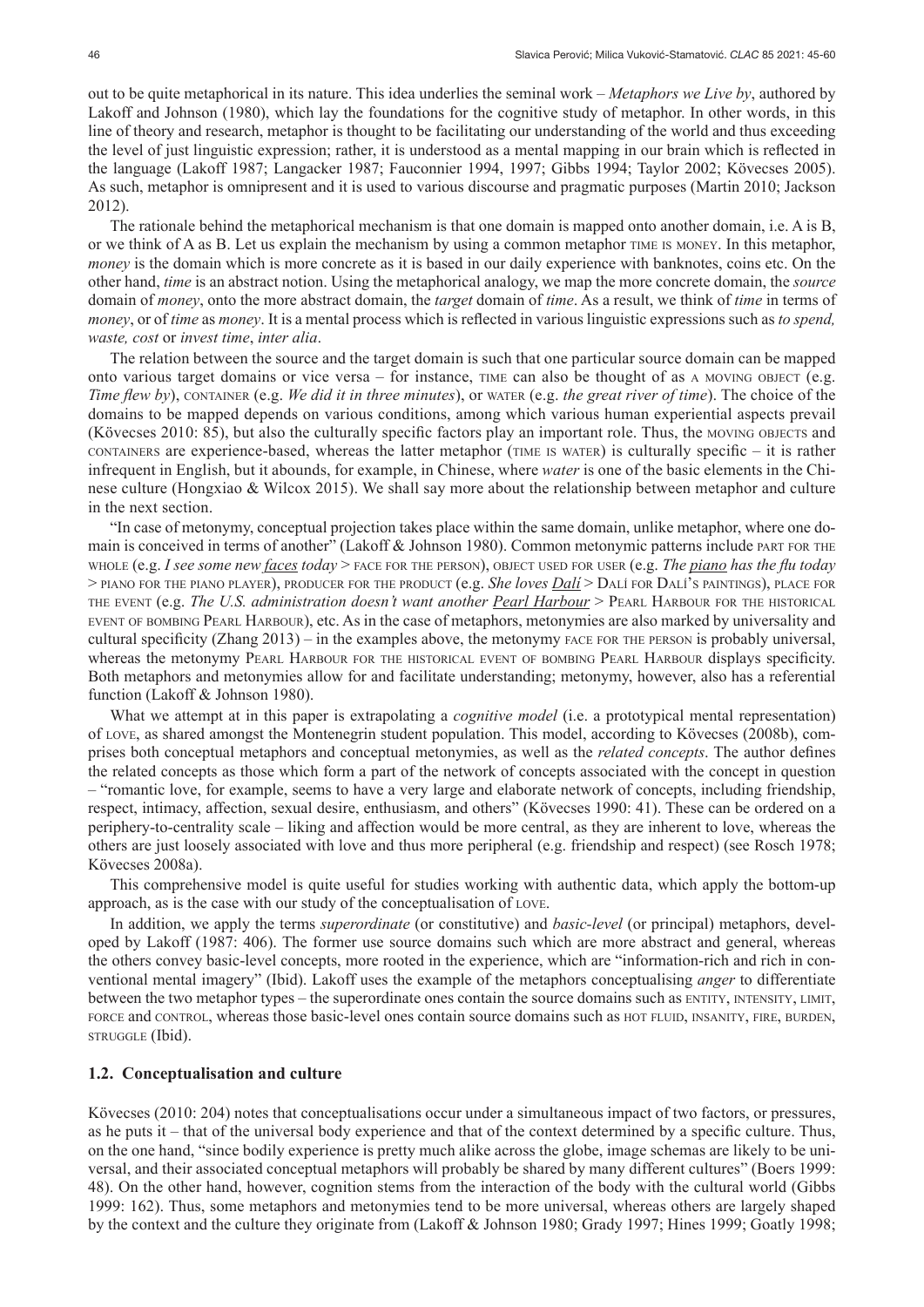out to be quite metaphorical in its nature. This idea underlies the seminal work – *Metaphors we Live by*, authored by Lakoff and Johnson (1980), which lay the foundations for the cognitive study of metaphor. In other words, in this line of theory and research, metaphor is thought to be facilitating our understanding of the world and thus exceeding the level of just linguistic expression; rather, it is understood as a mental mapping in our brain which is reflected in the language (Lakoff 1987; Langacker 1987; Fauconnier 1994, 1997; Gibbs 1994; Taylor 2002; Kövecses 2005). As such, metaphor is omnipresent and it is used to various discourse and pragmatic purposes (Martin 2010; Jackson 2012).

The rationale behind the metaphorical mechanism is that one domain is mapped onto another domain, i.e. A is B, or we think of A as B. Let us explain the mechanism by using a common metaphor TIME IS MONEY. In this metaphor, *money* is the domain which is more concrete as it is based in our daily experience with banknotes, coins etc. On the other hand, *time* is an abstract notion. Using the metaphorical analogy, we map the more concrete domain, the *source* domain of *money*, onto the more abstract domain, the *target* domain of *time*. As a result, we think of *time* in terms of *money*, or of *time* as *money*. It is a mental process which is reflected in various linguistic expressions such as *to spend, waste, cost* or *invest time*, *inter alia*.

The relation between the source and the target domain is such that one particular source domain can be mapped onto various target domains or vice versa – for instance, TIME can also be thought of as A MOVING OBJECT (e.g. *Time flew by*), CONTAINER (e.g. *We did it in three minutes*), or WATER (e.g. *the great river of time*). The choice of the domains to be mapped depends on various conditions, among which various human experiential aspects prevail (Kövecses 2010: 85), but also the culturally specific factors play an important role. Thus, the MOVING OBJECTS and CONTAINERS are experience-based, whereas the latter metaphor (TIME IS WATER) is culturally specific – it is rather infrequent in English, but it abounds, for example, in Chinese, where *water* is one of the basic elements in the Chinese culture (Hongxiao & Wilcox 2015). We shall say more about the relationship between metaphor and culture in the next section.

"In case of metonymy, conceptual projection takes place within the same domain, unlike metaphor, where one domain is conceived in terms of another" (Lakoff & Johnson 1980). Common metonymic patterns include PART FOR THE WHOLE (e.g. *I see some new faces today* > FACE FOR THE PERSON), OBJECT USED FOR USER (e.g. *The piano has the flu today* > PIANO FOR THE PIANO PLAYER), PRODUCER FOR THE PRODUCT (e.g. *She loves Dalí* > DALÍ FOR DALÍ'S PAINTINGS), PLACE FOR THE EVENT (e.g. *The U.S. administration doesn't want another Pearl Harbour* > PEARL HARBOUR FOR THE HISTORICAL EVENT OF BOMBING PEARL HARBOUR), etc. As in the case of metaphors, metonymies are also marked by universality and cultural specificity (Zhang 2013) – in the examples above, the metonymy FACE FOR THE PERSON is probably universal, whereas the metonymy PEARL HARBOUR FOR THE HISTORICAL EVENT OF BOMBING PEARL HARBOUR displays specificity. Both metaphors and metonymies allow for and facilitate understanding; metonymy, however, also has a referential function (Lakoff & Johnson 1980).

What we attempt at in this paper is extrapolating a *cognitive model* (i.e. a prototypical mental representation) of LOVE, as shared amongst the Montenegrin student population. This model, according to Kövecses (2008b), comprises both conceptual metaphors and conceptual metonymies, as well as the *related concepts*. The author defines the related concepts as those which form a part of the network of concepts associated with the concept in question – "romantic love, for example, seems to have a very large and elaborate network of concepts, including friendship, respect, intimacy, affection, sexual desire, enthusiasm, and others" (Kövecses 1990: 41). These can be ordered on a periphery-to-centrality scale – liking and affection would be more central, as they are inherent to love, whereas the others are just loosely associated with love and thus more peripheral (e.g. friendship and respect) (see Rosch 1978; Kövecses 2008a).

This comprehensive model is quite useful for studies working with authentic data, which apply the bottom-up approach, as is the case with our study of the conceptualisation of LOVE.

In addition, we apply the terms *superordinate* (or constitutive) and *basic-level* (or principal) metaphors, developed by Lakoff (1987: 406). The former use source domains such which are more abstract and general, whereas the others convey basic-level concepts, more rooted in the experience, which are "information-rich and rich in conventional mental imagery" (Ibid). Lakoff uses the example of the metaphors conceptualising *anger* to differentiate between the two metaphor types – the superordinate ones contain the source domains such as ENTITY, INTENSITY, LIMIT, FORCE and CONTROL, whereas those basic-level ones contain source domains such as HOT FLUID, INSANITY, FIRE, BURDEN, STRUGGLE (Ibid).

### 1.2. Conceptualisation and culture

Kövecses (2010: 204) notes that conceptualisations occur under a simultaneous impact of two factors, or pressures, as he puts it – that of the universal body experience and that of the context determined by a specific culture. Thus, on the one hand, "since bodily experience is pretty much alike across the globe, image schemas are likely to be universal, and their associated conceptual metaphors will probably be shared by many different cultures" (Boers 1999: 48). On the other hand, however, cognition stems from the interaction of the body with the cultural world (Gibbs 1999: 162). Thus, some metaphors and metonymies tend to be more universal, whereas others are largely shaped by the context and the culture they originate from (Lakoff & Johnson 1980; Grady 1997; Hines 1999; Goatly 1998;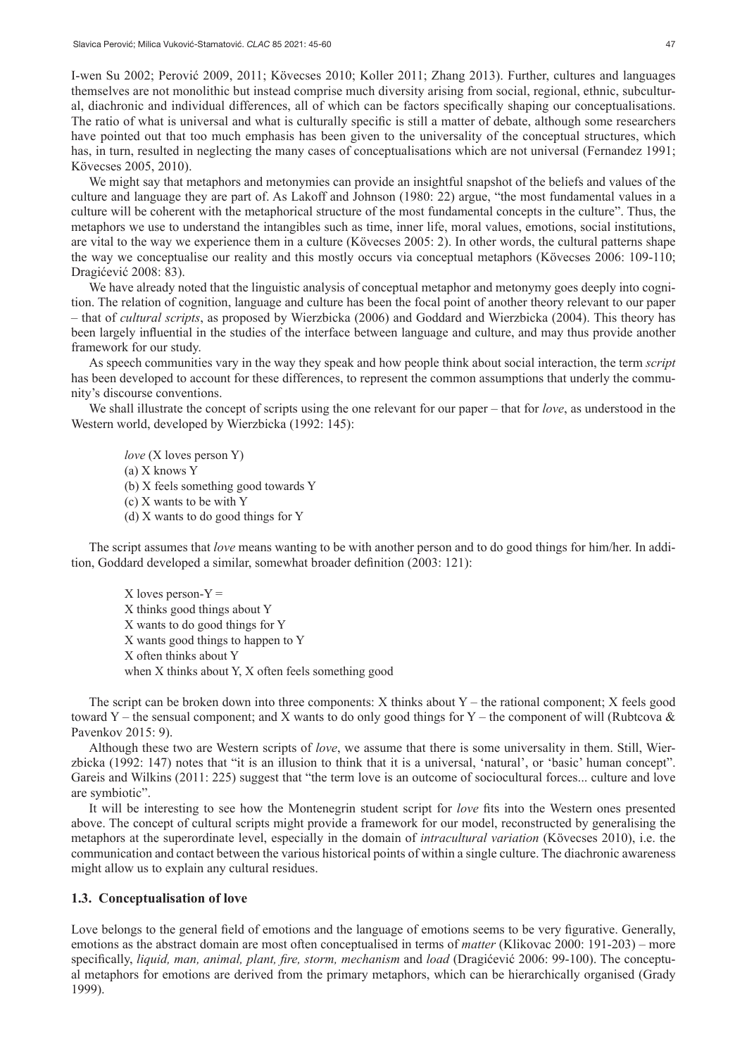I-wen Su 2002; Perović 2009, 2011; Kövecses 2010; Koller 2011; Zhang 2013). Further, cultures and languages themselves are not monolithic but instead comprise much diversity arising from social, regional, ethnic, subcultural, diachronic and individual differences, all of which can be factors specifically shaping our conceptualisations. The ratio of what is universal and what is culturally specific is still a matter of debate, although some researchers have pointed out that too much emphasis has been given to the universality of the conceptual structures, which has, in turn, resulted in neglecting the many cases of conceptualisations which are not universal (Fernandez 1991; Kövecses 2005, 2010).

We might say that metaphors and metonymies can provide an insightful snapshot of the beliefs and values of the culture and language they are part of. As Lakoff and Johnson (1980: 22) argue, "the most fundamental values in a culture will be coherent with the metaphorical structure of the most fundamental concepts in the culture". Thus, the metaphors we use to understand the intangibles such as time, inner life, moral values, emotions, social institutions, are vital to the way we experience them in a culture (Kövecses 2005: 2). In other words, the cultural patterns shape the way we conceptualise our reality and this mostly occurs via conceptual metaphors (Kövecses 2006: 109-110; Dragićević 2008: 83).

We have already noted that the linguistic analysis of conceptual metaphor and metonymy goes deeply into cognition. The relation of cognition, language and culture has been the focal point of another theory relevant to our paper – that of *cultural scripts*, as proposed by Wierzbicka (2006) and Goddard and Wierzbicka (2004). This theory has been largely influential in the studies of the interface between language and culture, and may thus provide another framework for our study.

As speech communities vary in the way they speak and how people think about social interaction, the term *script* has been developed to account for these differences, to represent the common assumptions that underly the community's discourse conventions.

We shall illustrate the concept of scripts using the one relevant for our paper – that for *love*, as understood in the Western world, developed by Wierzbicka (1992: 145):

> *love* (X loves person Y)
> (a) X knows Y
> (b) X feels something good towards Y
> (c) X wants to be with Y
> (d) X wants to do good things for Y

The script assumes that *love* means wanting to be with another person and to do good things for him/her. In addition, Goddard developed a similar, somewhat broader definition (2003: 121):

> X loves person-Y =
> X thinks good things about Y
> X wants to do good things for Y
> X wants good things to happen to Y
> X often thinks about Y
> when X thinks about Y, X often feels something good

The script can be broken down into three components: X thinks about Y – the rational component; X feels good toward Y – the sensual component; and X wants to do only good things for Y – the component of will (Rubtcova & Pavenkov 2015: 9).

Although these two are Western scripts of *love*, we assume that there is some universality in them. Still, Wierzbicka (1992: 147) notes that "it is an illusion to think that it is a universal, 'natural', or 'basic' human concept". Gareis and Wilkins (2011: 225) suggest that "the term love is an outcome of sociocultural forces... culture and love are symbiotic".

It will be interesting to see how the Montenegrin student script for *love* fits into the Western ones presented above. The concept of cultural scripts might provide a framework for our model, reconstructed by generalising the metaphors at the superordinate level, especially in the domain of *intracultural variation* (Kövecses 2010), i.e. the communication and contact between the various historical points of within a single culture. The diachronic awareness might allow us to explain any cultural residues.

### 1.3. Conceptualisation of love

Love belongs to the general field of emotions and the language of emotions seems to be very figurative. Generally, emotions as the abstract domain are most often conceptualised in terms of *matter* (Klikovac 2000: 191-203) – more specifically, *liquid, man, animal, plant, fire, storm, mechanism* and *load* (Dragićević 2006: 99-100). The conceptual metaphors for emotions are derived from the primary metaphors, which can be hierarchically organised (Grady 1999).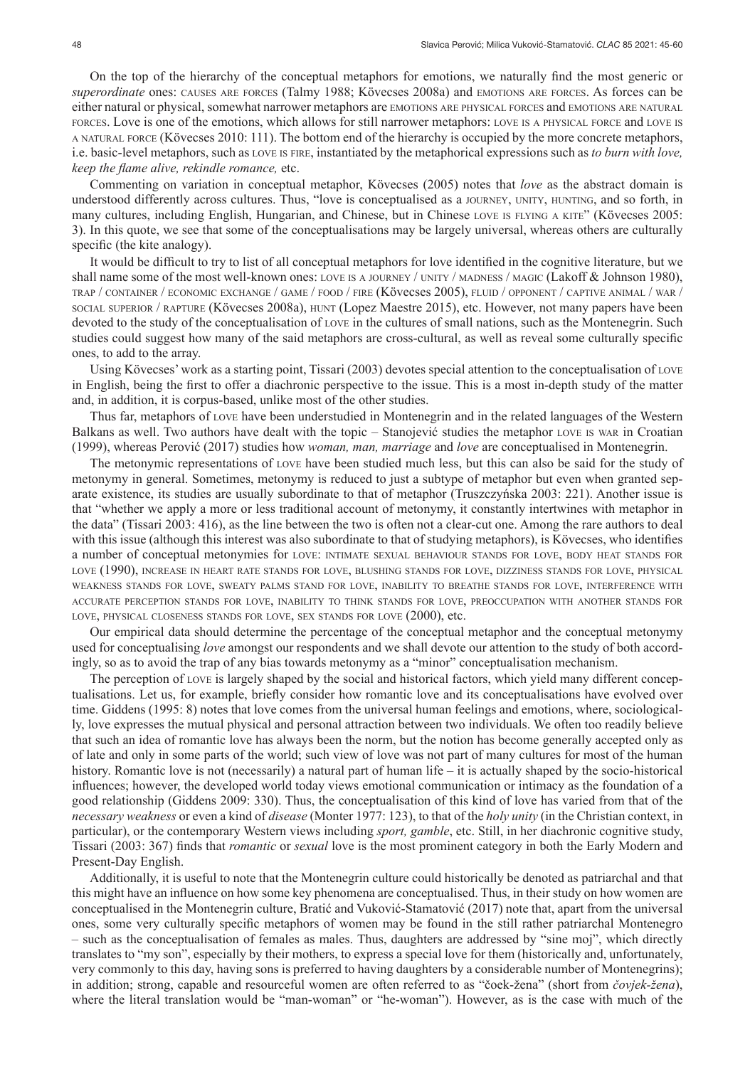On the top of the hierarchy of the conceptual metaphors for emotions, we naturally find the most generic or *superordinate* ones: CAUSES ARE FORCES (Talmy 1988; Kövecses 2008a) and EMOTIONS ARE FORCES. As forces can be either natural or physical, somewhat narrower metaphors are EMOTIONS ARE PHYSICAL FORCES and EMOTIONS ARE NATURAL FORCES. Love is one of the emotions, which allows for still narrower metaphors: LOVE IS A PHYSICAL FORCE and LOVE IS A NATURAL FORCE (Kövecses 2010: 111). The bottom end of the hierarchy is occupied by the more concrete metaphors, i.e. basic-level metaphors, such as LOVE IS FIRE, instantiated by the metaphorical expressions such as *to burn with love, keep the flame alive, rekindle romance,* etc.

Commenting on variation in conceptual metaphor, Kövecses (2005) notes that *love* as the abstract domain is understood differently across cultures. Thus, "love is conceptualised as a JOURNEY, UNITY, HUNTING, and so forth, in many cultures, including English, Hungarian, and Chinese, but in Chinese LOVE IS FLYING A KITE" (Kövecses 2005: 3). In this quote, we see that some of the conceptualisations may be largely universal, whereas others are culturally specific (the kite analogy).

It would be difficult to try to list of all conceptual metaphors for love identified in the cognitive literature, but we shall name some of the most well-known ones: LOVE IS A JOURNEY / UNITY / MADNESS / MAGIC (Lakoff & Johnson 1980), TRAP / CONTAINER / ECONOMIC EXCHANGE / GAME / FOOD / FIRE (Kövecses 2005), FLUID / OPPONENT / CAPTIVE ANIMAL / WAR / SOCIAL SUPERIOR / RAPTURE (Kövecses 2008a), HUNT (Lopez Maestre 2015), etc. However, not many papers have been devoted to the study of the conceptualisation of LOVE in the cultures of small nations, such as the Montenegrin. Such studies could suggest how many of the said metaphors are cross-cultural, as well as reveal some culturally specific ones, to add to the array.

Using Kövecses' work as a starting point, Tissari (2003) devotes special attention to the conceptualisation of LOVE in English, being the first to offer a diachronic perspective to the issue. This is a most in-depth study of the matter and, in addition, it is corpus-based, unlike most of the other studies.

Thus far, metaphors of LOVE have been understudied in Montenegrin and in the related languages of the Western Balkans as well. Two authors have dealt with the topic – Stanojević studies the metaphor LOVE IS WAR in Croatian (1999), whereas Perović (2017) studies how *woman, man, marriage* and *love* are conceptualised in Montenegrin.

The metonymic representations of LOVE have been studied much less, but this can also be said for the study of metonymy in general. Sometimes, metonymy is reduced to just a subtype of metaphor but even when granted separate existence, its studies are usually subordinate to that of metaphor (Truszczyńska 2003: 221). Another issue is that "whether we apply a more or less traditional account of metonymy, it constantly intertwines with metaphor in the data" (Tissari 2003: 416), as the line between the two is often not a clear-cut one. Among the rare authors to deal with this issue (although this interest was also subordinate to that of studying metaphors), is Kövecses, who identifies a number of conceptual metonymies for LOVE: INTIMATE SEXUAL BEHAVIOUR STANDS FOR LOVE, BODY HEAT STANDS FOR LOVE (1990), INCREASE IN HEART RATE STANDS FOR LOVE, BLUSHING STANDS FOR LOVE, DIZZINESS STANDS FOR LOVE, PHYSICAL WEAKNESS STANDS FOR LOVE, SWEATY PALMS STAND FOR LOVE, INABILITY TO BREATHE STANDS FOR LOVE, INTERFERENCE WITH ACCURATE PERCEPTION STANDS FOR LOVE, INABILITY TO THINK STANDS FOR LOVE, PREOCCUPATION WITH ANOTHER STANDS FOR LOVE, PHYSICAL CLOSENESS STANDS FOR LOVE, SEX STANDS FOR LOVE (2000), etc.

Our empirical data should determine the percentage of the conceptual metaphor and the conceptual metonymy used for conceptualising *love* amongst our respondents and we shall devote our attention to the study of both accordingly, so as to avoid the trap of any bias towards metonymy as a "minor" conceptualisation mechanism.

The perception of LOVE is largely shaped by the social and historical factors, which yield many different conceptualisations. Let us, for example, briefly consider how romantic love and its conceptualisations have evolved over time. Giddens (1995: 8) notes that love comes from the universal human feelings and emotions, where, sociologically, love expresses the mutual physical and personal attraction between two individuals. We often too readily believe that such an idea of romantic love has always been the norm, but the notion has become generally accepted only as of late and only in some parts of the world; such view of love was not part of many cultures for most of the human history. Romantic love is not (necessarily) a natural part of human life – it is actually shaped by the socio-historical influences; however, the developed world today views emotional communication or intimacy as the foundation of a good relationship (Giddens 2009: 330). Thus, the conceptualisation of this kind of love has varied from that of the *necessary weakness* or even a kind of *disease* (Monter 1977: 123), to that of the *holy unity* (in the Christian context, in particular), or the contemporary Western views including *sport, gamble*, etc. Still, in her diachronic cognitive study, Tissari (2003: 367) finds that *romantic* or *sexual* love is the most prominent category in both the Early Modern and Present-Day English.

Additionally, it is useful to note that the Montenegrin culture could historically be denoted as patriarchal and that this might have an influence on how some key phenomena are conceptualised. Thus, in their study on how women are conceptualised in the Montenegrin culture, Bratić and Vuković-Stamatović (2017) note that, apart from the universal ones, some very culturally specific metaphors of women may be found in the still rather patriarchal Montenegro – such as the conceptualisation of females as males. Thus, daughters are addressed by "sine moj", which directly translates to "my son", especially by their mothers, to express a special love for them (historically and, unfortunately, very commonly to this day, having sons is preferred to having daughters by a considerable number of Montenegrins); in addition; strong, capable and resourceful women are often referred to as "čoek-žena" (short from *čovjek-žena*), where the literal translation would be "man-woman" or "he-woman"). However, as is the case with much of the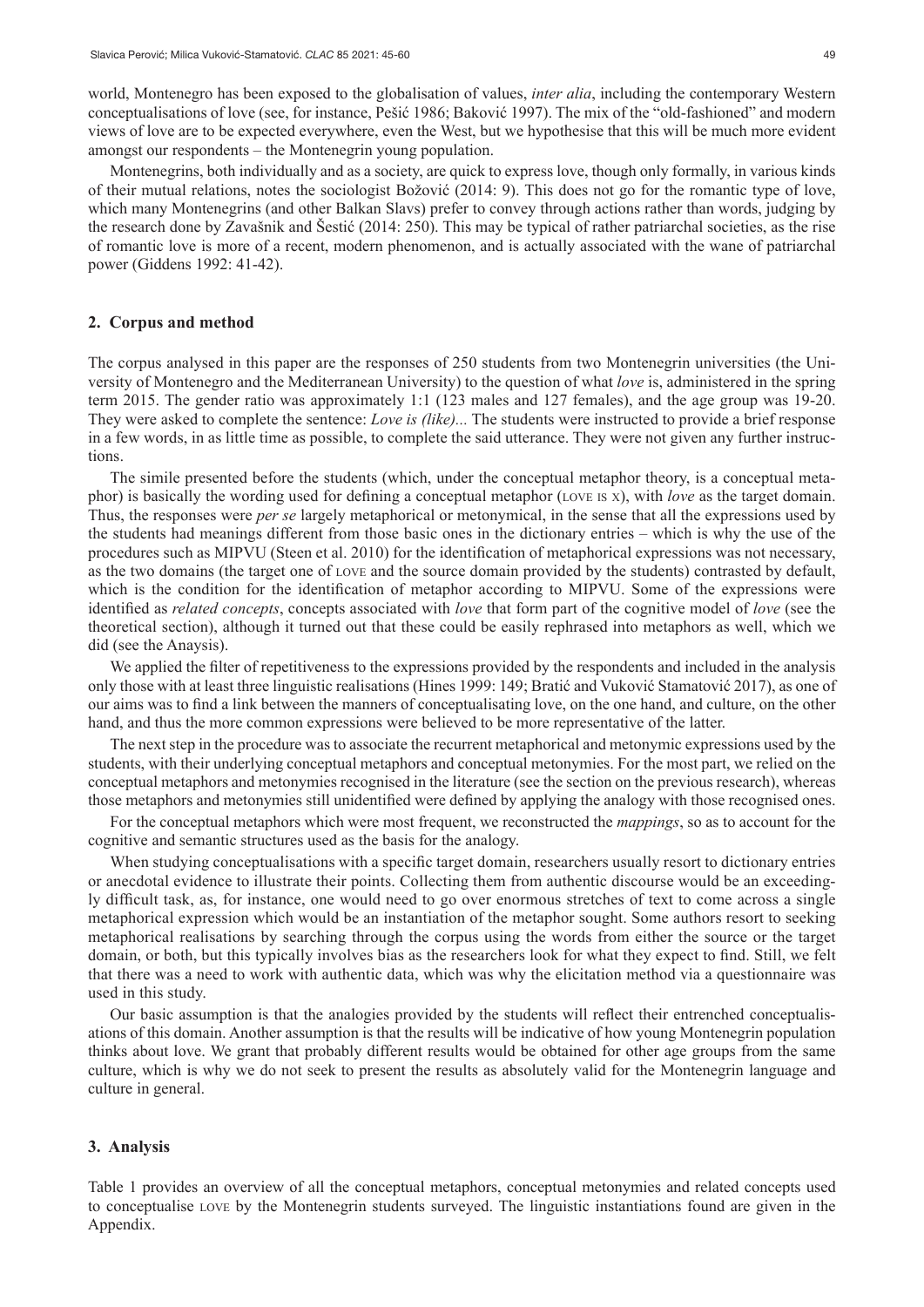world, Montenegro has been exposed to the globalisation of values, *inter alia*, including the contemporary Western conceptualisations of love (see, for instance, Pešić 1986; Baković 1997). The mix of the "old-fashioned" and modern views of love are to be expected everywhere, even the West, but we hypothesise that this will be much more evident amongst our respondents – the Montenegrin young population.

Montenegrins, both individually and as a society, are quick to express love, though only formally, in various kinds of their mutual relations, notes the sociologist Božović (2014: 9). This does not go for the romantic type of love, which many Montenegrins (and other Balkan Slavs) prefer to convey through actions rather than words, judging by the research done by Zavašnik and Šestić (2014: 250). This may be typical of rather patriarchal societies, as the rise of romantic love is more of a recent, modern phenomenon, and is actually associated with the wane of patriarchal power (Giddens 1992: 41-42).

## 2. Corpus and method

The corpus analysed in this paper are the responses of 250 students from two Montenegrin universities (the University of Montenegro and the Mediterranean University) to the question of what *love* is, administered in the spring term 2015. The gender ratio was approximately 1:1 (123 males and 127 females), and the age group was 19-20. They were asked to complete the sentence: *Love is (like)...* The students were instructed to provide a brief response in a few words, in as little time as possible, to complete the said utterance. They were not given any further instructions.

The simile presented before the students (which, under the conceptual metaphor theory, is a conceptual metaphor) is basically the wording used for defining a conceptual metaphor (LOVE IS X), with *love* as the target domain. Thus, the responses were *per se* largely metaphorical or metonymical, in the sense that all the expressions used by the students had meanings different from those basic ones in the dictionary entries – which is why the use of the procedures such as MIPVU (Steen et al. 2010) for the identification of metaphorical expressions was not necessary, as the two domains (the target one of LOVE and the source domain provided by the students) contrasted by default, which is the condition for the identification of metaphor according to MIPVU. Some of the expressions were identified as *related concepts*, concepts associated with *love* that form part of the cognitive model of *love* (see the theoretical section), although it turned out that these could be easily rephrased into metaphors as well, which we did (see the Anaysis).

We applied the filter of repetitiveness to the expressions provided by the respondents and included in the analysis only those with at least three linguistic realisations (Hines 1999: 149; Bratić and Vuković Stamatović 2017), as one of our aims was to find a link between the manners of conceptualisating love, on the one hand, and culture, on the other hand, and thus the more common expressions were believed to be more representative of the latter.

The next step in the procedure was to associate the recurrent metaphorical and metonymic expressions used by the students, with their underlying conceptual metaphors and conceptual metonymies. For the most part, we relied on the conceptual metaphors and metonymies recognised in the literature (see the section on the previous research), whereas those metaphors and metonymies still unidentified were defined by applying the analogy with those recognised ones.

For the conceptual metaphors which were most frequent, we reconstructed the *mappings*, so as to account for the cognitive and semantic structures used as the basis for the analogy.

When studying conceptualisations with a specific target domain, researchers usually resort to dictionary entries or anecdotal evidence to illustrate their points. Collecting them from authentic discourse would be an exceedingly difficult task, as, for instance, one would need to go over enormous stretches of text to come across a single metaphorical expression which would be an instantiation of the metaphor sought. Some authors resort to seeking metaphorical realisations by searching through the corpus using the words from either the source or the target domain, or both, but this typically involves bias as the researchers look for what they expect to find. Still, we felt that there was a need to work with authentic data, which was why the elicitation method via a questionnaire was used in this study.

Our basic assumption is that the analogies provided by the students will reflect their entrenched conceptualisations of this domain. Another assumption is that the results will be indicative of how young Montenegrin population thinks about love. We grant that probably different results would be obtained for other age groups from the same culture, which is why we do not seek to present the results as absolutely valid for the Montenegrin language and culture in general.

## 3. Analysis

Table 1 provides an overview of all the conceptual metaphors, conceptual metonymies and related concepts used to conceptualise LOVE by the Montenegrin students surveyed. The linguistic instantiations found are given in the Appendix.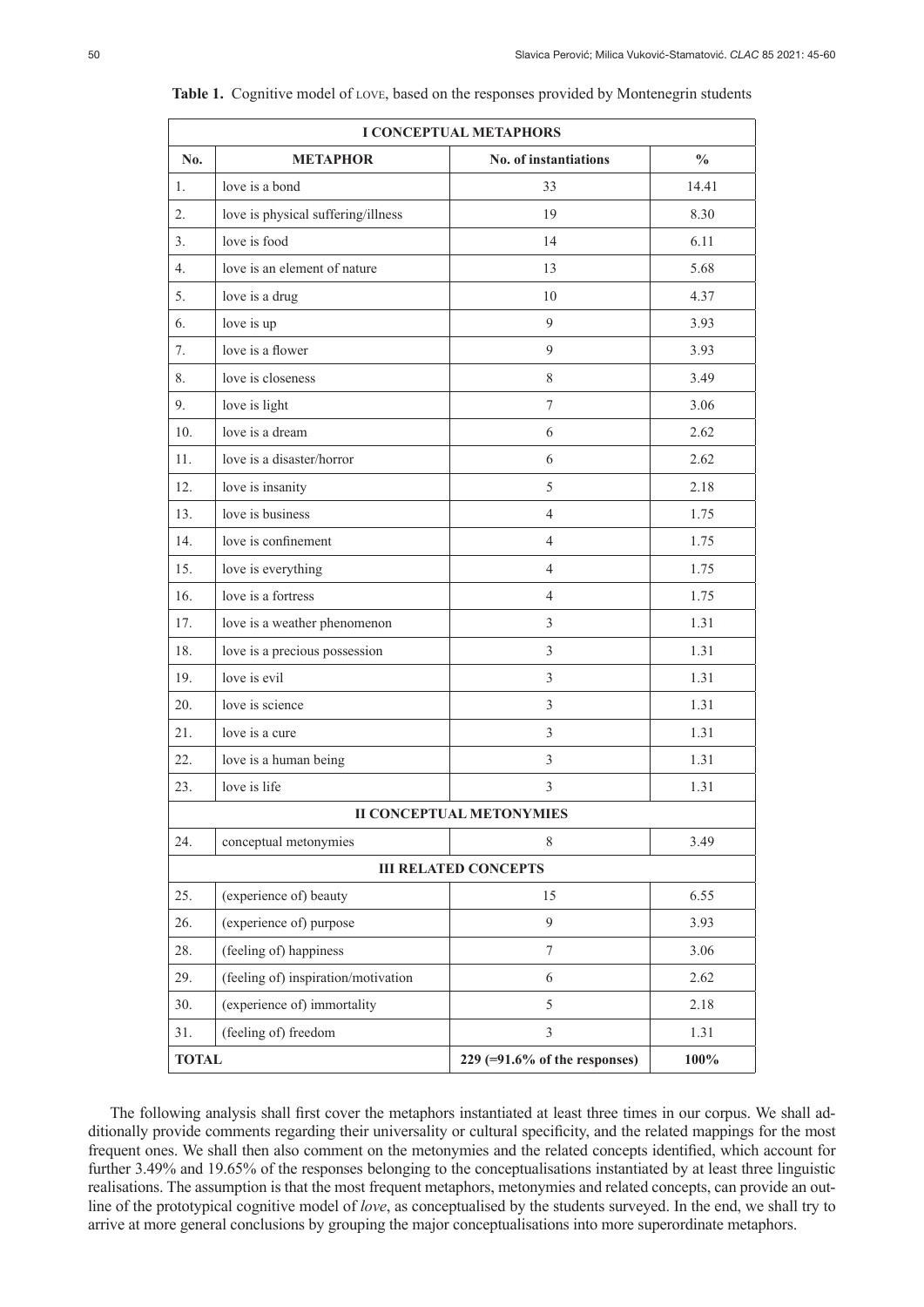**Table 1.** Cognitive model of LOVE, based on the responses provided by Montenegrin students

| I CONCEPTUAL METAPHORS | | | |
|---|---|---|---|
| **No.** | **METAPHOR** | **No. of instantiations** | **%** |
| 1. | love is a bond | 33 | 14.41 |
| 2. | love is physical suffering/illness | 19 | 8.30 |
| 3. | love is food | 14 | 6.11 |
| 4. | love is an element of nature | 13 | 5.68 |
| 5. | love is a drug | 10 | 4.37 |
| 6. | love is up | 9 | 3.93 |
| 7. | love is a flower | 9 | 3.93 |
| 8. | love is closeness | 8 | 3.49 |
| 9. | love is light | 7 | 3.06 |
| 10. | love is a dream | 6 | 2.62 |
| 11. | love is a disaster/horror | 6 | 2.62 |
| 12. | love is insanity | 5 | 2.18 |
| 13. | love is business | 4 | 1.75 |
| 14. | love is confinement | 4 | 1.75 |
| 15. | love is everything | 4 | 1.75 |
| 16. | love is a fortress | 4 | 1.75 |
| 17. | love is a weather phenomenon | 3 | 1.31 |
| 18. | love is a precious possession | 3 | 1.31 |
| 19. | love is evil | 3 | 1.31 |
| 20. | love is science | 3 | 1.31 |
| 21. | love is a cure | 3 | 1.31 |
| 22. | love is a human being | 3 | 1.31 |
| 23. | love is life | 3 | 1.31 |
| **II CONCEPTUAL METONYMIES** | | | |
| 24. | conceptual metonymies | 8 | 3.49 |
| **III RELATED CONCEPTS** | | | |
| 25. | (experience of) beauty | 15 | 6.55 |
| 26. | (experience of) purpose | 9 | 3.93 |
| 28. | (feeling of) happiness | 7 | 3.06 |
| 29. | (feeling of) inspiration/motivation | 6 | 2.62 |
| 30. | (experience of) immortality | 5 | 2.18 |
| 31. | (feeling of) freedom | 3 | 1.31 |
| **TOTAL** | | **229 (=91.6% of the responses)** | **100%** |

The following analysis shall first cover the metaphors instantiated at least three times in our corpus. We shall additionally provide comments regarding their universality or cultural specificity, and the related mappings for the most frequent ones. We shall then also comment on the metonymies and the related concepts identified, which account for further 3.49% and 19.65% of the responses belonging to the conceptualisations instantiated by at least three linguistic realisations. The assumption is that the most frequent metaphors, metonymies and related concepts, can provide an outline of the prototypical cognitive model of *love*, as conceptualised by the students surveyed. In the end, we shall try to arrive at more general conclusions by grouping the major conceptualisations into more superordinate metaphors.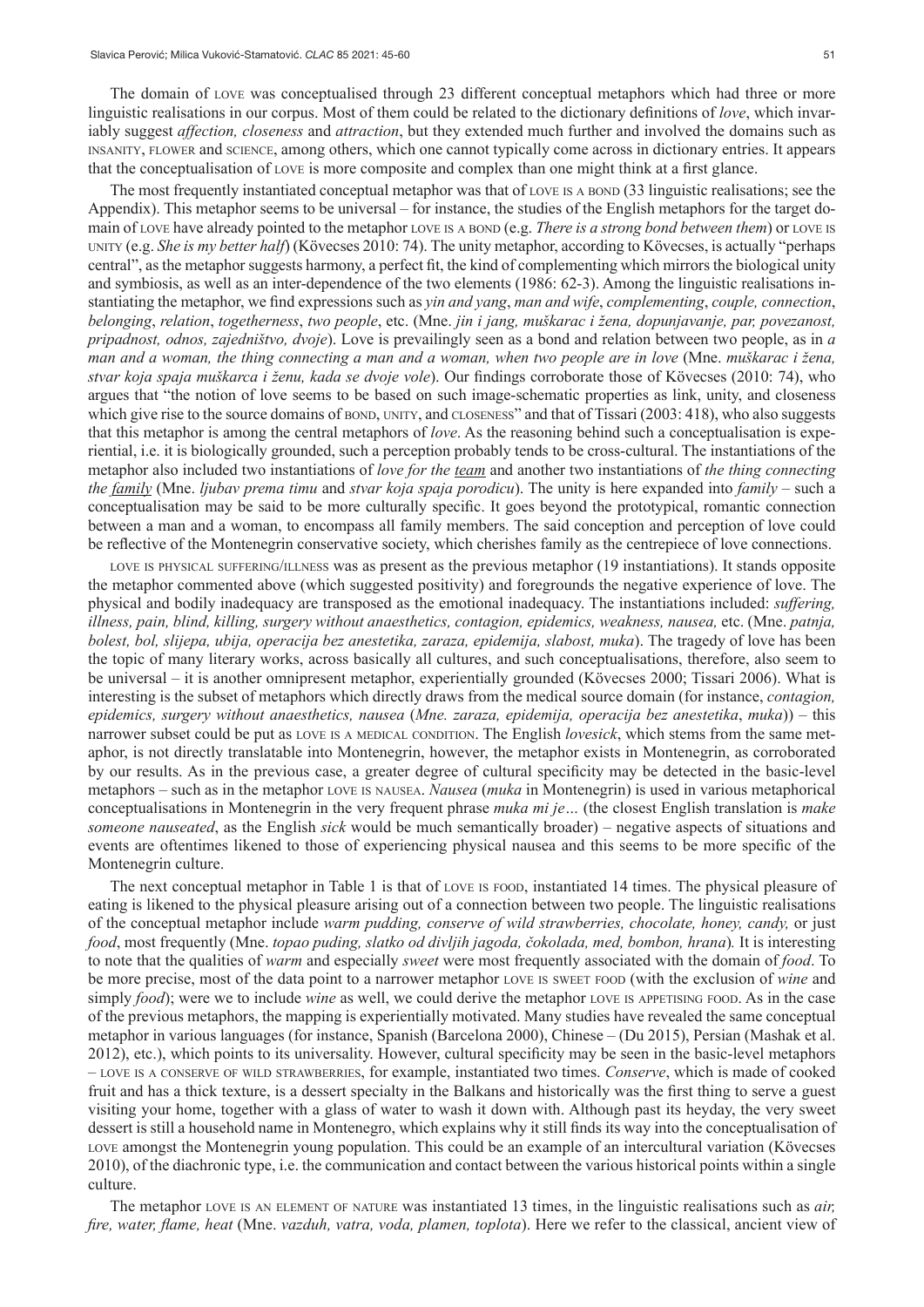The domain of LOVE was conceptualised through 23 different conceptual metaphors which had three or more linguistic realisations in our corpus. Most of them could be related to the dictionary definitions of *love*, which invariably suggest *affection, closeness* and *attraction*, but they extended much further and involved the domains such as INSANITY, FLOWER and SCIENCE, among others, which one cannot typically come across in dictionary entries. It appears that the conceptualisation of LOVE is more composite and complex than one might think at a first glance.

The most frequently instantiated conceptual metaphor was that of LOVE IS A BOND (33 linguistic realisations; see the Appendix). This metaphor seems to be universal – for instance, the studies of the English metaphors for the target domain of LOVE have already pointed to the metaphor LOVE IS A BOND (e.g. *There is a strong bond between them*) or LOVE IS UNITY (e.g. *She is my better half*) (Kövecses 2010: 74). The unity metaphor, according to Kövecses, is actually "perhaps central", as the metaphor suggests harmony, a perfect fit, the kind of complementing which mirrors the biological unity and symbiosis, as well as an inter-dependence of the two elements (1986: 62-3). Among the linguistic realisations instantiating the metaphor, we find expressions such as *yin and yang*, *man and wife*, *complementing*, *couple, connection*, *belonging*, *relation*, *togetherness*, *two people*, etc. (Mne. *jin i jang, muškarac i žena, dopunjavanje, par, povezanost, pripadnost, odnos, zajedništvo, dvoje*). Love is prevailingly seen as a bond and relation between two people, as in *a man and a woman, the thing connecting a man and a woman, when two people are in love* (Mne. *muškarac i žena, stvar koja spaja muškarca i ženu, kada se dvoje vole*). Our findings corroborate those of Kövecses (2010: 74), who argues that "the notion of love seems to be based on such image-schematic properties as link, unity, and closeness which give rise to the source domains of BOND, UNITY, and CLOSENESS" and that of Tissari (2003: 418), who also suggests that this metaphor is among the central metaphors of *love*. As the reasoning behind such a conceptualisation is experiential, i.e. it is biologically grounded, such a perception probably tends to be cross-cultural. The instantiations of the metaphor also included two instantiations of *love for the <u>team</u>* and another two instantiations of *the thing connecting the <u>family</u>* (Mne. *ljubav prema timu* and *stvar koja spaja porodicu*). The unity is here expanded into *family* – such a conceptualisation may be said to be more culturally specific. It goes beyond the prototypical, romantic connection between a man and a woman, to encompass all family members. The said conception and perception of love could be reflective of the Montenegrin conservative society, which cherishes family as the centrepiece of love connections.

LOVE IS PHYSICAL SUFFERING/ILLNESS was as present as the previous metaphor (19 instantiations). It stands opposite the metaphor commented above (which suggested positivity) and foregrounds the negative experience of love. The physical and bodily inadequacy are transposed as the emotional inadequacy. The instantiations included: *suffering, illness, pain, blind, killing, surgery without anaesthetics, contagion, epidemics, weakness, nausea,* etc. (Mne. *patnja, bolest, bol, slijepa, ubija, operacija bez anestetika, zaraza, epidemija, slabost, muka*). The tragedy of love has been the topic of many literary works, across basically all cultures, and such conceptualisations, therefore, also seem to be universal – it is another omnipresent metaphor, experientially grounded (Kövecses 2000; Tissari 2006). What is interesting is the subset of metaphors which directly draws from the medical source domain (for instance, *contagion, epidemics, surgery without anaesthetics, nausea* (*Mne. zaraza, epidemija, operacija bez anestetika*, *muka*)) – this narrower subset could be put as LOVE IS A MEDICAL CONDITION. The English *lovesick*, which stems from the same metaphor, is not directly translatable into Montenegrin, however, the metaphor exists in Montenegrin, as corroborated by our results. As in the previous case, a greater degree of cultural specificity may be detected in the basic-level metaphors – such as in the metaphor LOVE IS NAUSEA. *Nausea* (*muka* in Montenegrin) is used in various metaphorical conceptualisations in Montenegrin in the very frequent phrase *muka mi je…* (the closest English translation is *make someone nauseated*, as the English *sick* would be much semantically broader) – negative aspects of situations and events are oftentimes likened to those of experiencing physical nausea and this seems to be more specific of the Montenegrin culture.

The next conceptual metaphor in Table 1 is that of LOVE IS FOOD, instantiated 14 times. The physical pleasure of eating is likened to the physical pleasure arising out of a connection between two people. The linguistic realisations of the conceptual metaphor include *warm pudding, conserve of wild strawberries, chocolate, honey, candy,* or just *food*, most frequently (Mne. *topao puding, slatko od divljih jagoda, čokolada, med, bombon, hrana*)*.* It is interesting to note that the qualities of *warm* and especially *sweet* were most frequently associated with the domain of *food*. To be more precise, most of the data point to a narrower metaphor LOVE IS SWEET FOOD (with the exclusion of *wine* and simply *food*); were we to include *wine* as well, we could derive the metaphor LOVE IS APPETISING FOOD. As in the case of the previous metaphors, the mapping is experientially motivated. Many studies have revealed the same conceptual metaphor in various languages (for instance, Spanish (Barcelona 2000), Chinese – (Du 2015), Persian (Mashak et al. 2012), etc.), which points to its universality. However, cultural specificity may be seen in the basic-level metaphors – LOVE IS A CONSERVE OF WILD STRAWBERRIES, for example, instantiated two times. *Conserve*, which is made of cooked fruit and has a thick texture, is a dessert specialty in the Balkans and historically was the first thing to serve a guest visiting your home, together with a glass of water to wash it down with. Although past its heyday, the very sweet dessert is still a household name in Montenegro, which explains why it still finds its way into the conceptualisation of LOVE amongst the Montenegrin young population. This could be an example of an intercultural variation (Kövecses 2010), of the diachronic type, i.e. the communication and contact between the various historical points within a single culture.

The metaphor LOVE IS AN ELEMENT OF NATURE was instantiated 13 times, in the linguistic realisations such as *air, fire, water, flame, heat* (Mne. *vazduh, vatra, voda, plamen, toplota*). Here we refer to the classical, ancient view of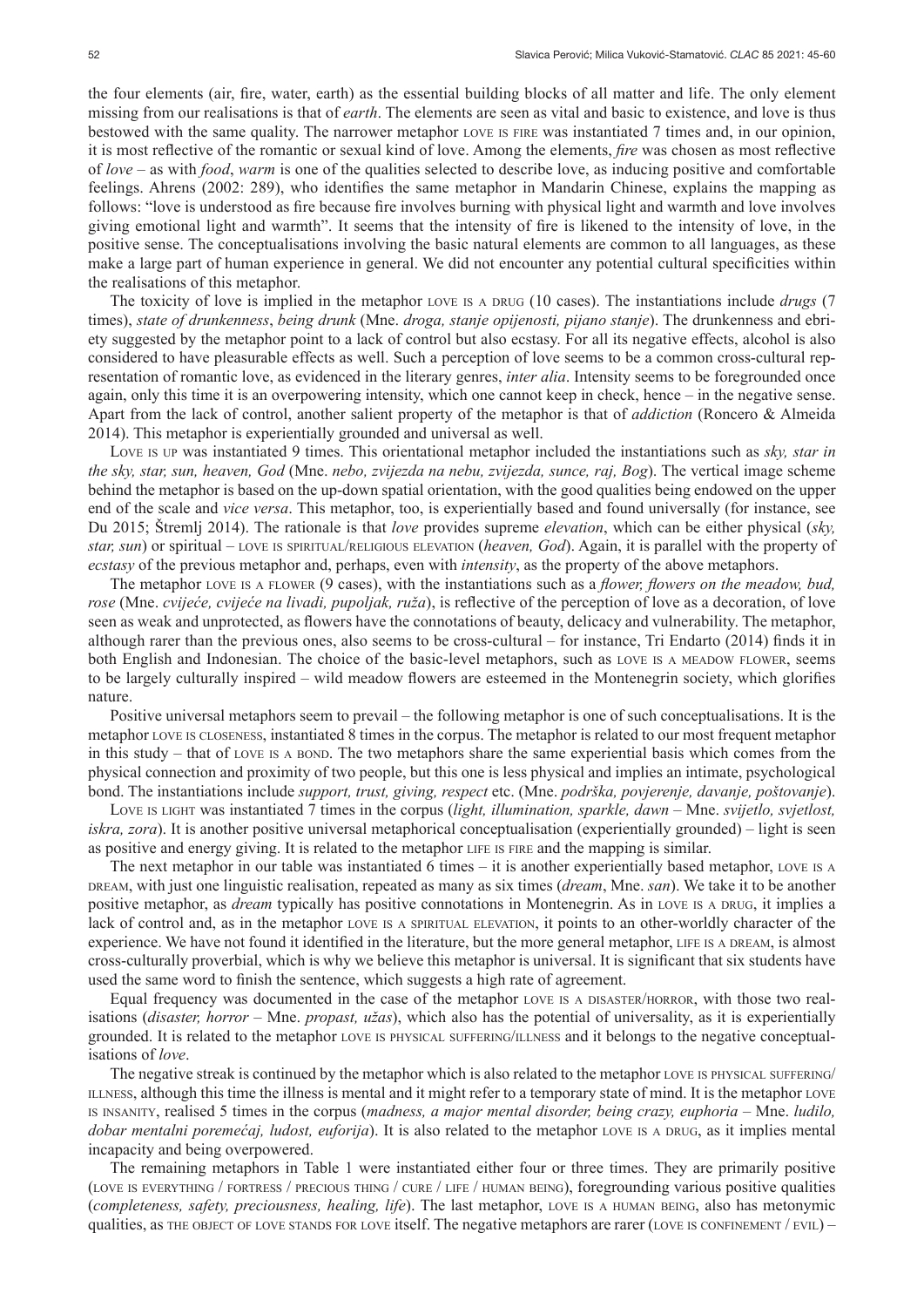the four elements (air, fire, water, earth) as the essential building blocks of all matter and life. The only element missing from our realisations is that of *earth*. The elements are seen as vital and basic to existence, and love is thus bestowed with the same quality. The narrower metaphor LOVE IS FIRE was instantiated 7 times and, in our opinion, it is most reflective of the romantic or sexual kind of love. Among the elements, *fire* was chosen as most reflective of *love* – as with *food*, *warm* is one of the qualities selected to describe love, as inducing positive and comfortable feelings. Ahrens (2002: 289), who identifies the same metaphor in Mandarin Chinese, explains the mapping as follows: "love is understood as fire because fire involves burning with physical light and warmth and love involves giving emotional light and warmth". It seems that the intensity of fire is likened to the intensity of love, in the positive sense. The conceptualisations involving the basic natural elements are common to all languages, as these make a large part of human experience in general. We did not encounter any potential cultural specificities within the realisations of this metaphor.

The toxicity of love is implied in the metaphor LOVE IS A DRUG (10 cases). The instantiations include *drugs* (7 times), *state of drunkenness*, *being drunk* (Mne. *droga, stanje opijenosti, pijano stanje*). The drunkenness and ebriety suggested by the metaphor point to a lack of control but also ecstasy. For all its negative effects, alcohol is also considered to have pleasurable effects as well. Such a perception of love seems to be a common cross-cultural representation of romantic love, as evidenced in the literary genres, *inter alia*. Intensity seems to be foregrounded once again, only this time it is an overpowering intensity, which one cannot keep in check, hence – in the negative sense. Apart from the lack of control, another salient property of the metaphor is that of *addiction* (Roncero & Almeida 2014). This metaphor is experientially grounded and universal as well.

LOVE IS UP was instantiated 9 times. This orientational metaphor included the instantiations such as *sky, star in the sky, star, sun, heaven, God* (Mne. *nebo, zvijezda na nebu, zvijezda, sunce, raj, Bog*). The vertical image scheme behind the metaphor is based on the up-down spatial orientation, with the good qualities being endowed on the upper end of the scale and *vice versa*. This metaphor, too, is experientially based and found universally (for instance, see Du 2015; Štremlj 2014). The rationale is that *love* provides supreme *elevation*, which can be either physical (*sky, star, sun*) or spiritual – LOVE IS SPIRITUAL/RELIGIOUS ELEVATION (*heaven, God*). Again, it is parallel with the property of *ecstasy* of the previous metaphor and, perhaps, even with *intensity*, as the property of the above metaphors.

The metaphor LOVE IS A FLOWER (9 cases), with the instantiations such as a *flower, flowers on the meadow, bud, rose* (Mne. *cvijeće, cvijeće na livadi, pupoljak, ruža*), is reflective of the perception of love as a decoration, of love seen as weak and unprotected, as flowers have the connotations of beauty, delicacy and vulnerability. The metaphor, although rarer than the previous ones, also seems to be cross-cultural – for instance, Tri Endarto (2014) finds it in both English and Indonesian. The choice of the basic-level metaphors, such as LOVE IS A MEADOW FLOWER, seems to be largely culturally inspired – wild meadow flowers are esteemed in the Montenegrin society, which glorifies nature.

Positive universal metaphors seem to prevail – the following metaphor is one of such conceptualisations. It is the metaphor LOVE IS CLOSENESS, instantiated 8 times in the corpus. The metaphor is related to our most frequent metaphor in this study – that of LOVE IS A BOND. The two metaphors share the same experiential basis which comes from the physical connection and proximity of two people, but this one is less physical and implies an intimate, psychological bond. The instantiations include *support, trust, giving, respect* etc. (Mne. *podrška, povjerenje, davanje, poštovanje*).

LOVE IS LIGHT was instantiated 7 times in the corpus (*light, illumination, sparkle, dawn* – Mne. *svijetlo, svjetlost, iskra, zora*). It is another positive universal metaphorical conceptualisation (experientially grounded) – light is seen as positive and energy giving. It is related to the metaphor LIFE IS FIRE and the mapping is similar.

The next metaphor in our table was instantiated 6 times – it is another experientially based metaphor, LOVE IS A DREAM, with just one linguistic realisation, repeated as many as six times (*dream*, Mne. *san*). We take it to be another positive metaphor, as *dream* typically has positive connotations in Montenegrin. As in LOVE IS A DRUG, it implies a lack of control and, as in the metaphor LOVE IS A SPIRITUAL ELEVATION, it points to an other-worldly character of the experience. We have not found it identified in the literature, but the more general metaphor, LIFE IS A DREAM, is almost cross-culturally proverbial, which is why we believe this metaphor is universal. It is significant that six students have used the same word to finish the sentence, which suggests a high rate of agreement.

Equal frequency was documented in the case of the metaphor LOVE IS A DISASTER/HORROR, with those two realisations (*disaster, horror* – Mne. *propast, užas*), which also has the potential of universality, as it is experientially grounded. It is related to the metaphor LOVE IS PHYSICAL SUFFERING/ILLNESS and it belongs to the negative conceptualisations of *love*.

The negative streak is continued by the metaphor which is also related to the metaphor LOVE IS PHYSICAL SUFFERING/ILLNESS, although this time the illness is mental and it might refer to a temporary state of mind. It is the metaphor LOVE IS INSANITY, realised 5 times in the corpus (*madness, a major mental disorder, being crazy, euphoria* – Mne. *ludilo, dobar mentalni poremećaj, ludost, euforija*). It is also related to the metaphor LOVE IS A DRUG, as it implies mental incapacity and being overpowered.

The remaining metaphors in Table 1 were instantiated either four or three times. They are primarily positive (LOVE IS EVERYTHING / FORTRESS / PRECIOUS THING / CURE / LIFE / HUMAN BEING), foregrounding various positive qualities (*completeness, safety, preciousness, healing, life*). The last metaphor, LOVE IS A HUMAN BEING, also has metonymic qualities, as THE OBJECT OF LOVE STANDS FOR LOVE itself. The negative metaphors are rarer (LOVE IS CONFINEMENT / EVIL) –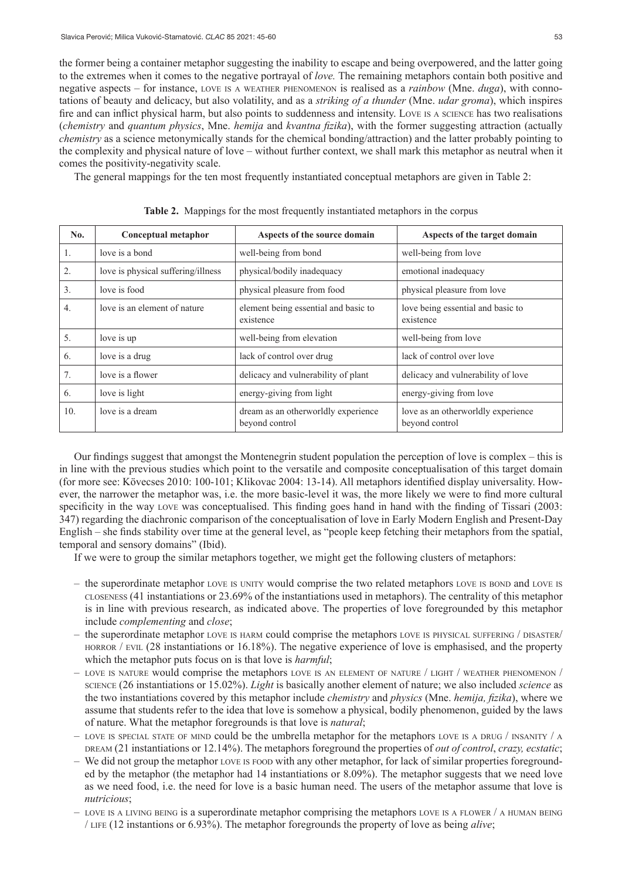the former being a container metaphor suggesting the inability to escape and being overpowered, and the latter going to the extremes when it comes to the negative portrayal of *love.* The remaining metaphors contain both positive and negative aspects – for instance, LOVE IS A WEATHER PHENOMENON is realised as a *rainbow* (Mne. *duga*), with connotations of beauty and delicacy, but also volatility, and as a *striking of a thunder* (Mne. *udar groma*), which inspires fire and can inflict physical harm, but also points to suddenness and intensity. LOVE IS A SCIENCE has two realisations (*chemistry* and *quantum physics*, Mne. *hemija* and *kvantna fizika*), with the former suggesting attraction (actually *chemistry* as a science metonymically stands for the chemical bonding/attraction) and the latter probably pointing to the complexity and physical nature of love – without further context, we shall mark this metaphor as neutral when it comes the positivity-negativity scale.

The general mappings for the ten most frequently instantiated conceptual metaphors are given in Table 2:

**Table 2.** Mappings for the most frequently instantiated metaphors in the corpus

| No. | Conceptual metaphor | Aspects of the source domain | Aspects of the target domain |
|---|---|---|---|
| 1. | love is a bond | well-being from bond | well-being from love |
| 2. | love is physical suffering/illness | physical/bodily inadequacy | emotional inadequacy |
| 3. | love is food | physical pleasure from food | physical pleasure from love |
| 4. | love is an element of nature | element being essential and basic to existence | love being essential and basic to existence |
| 5. | love is up | well-being from elevation | well-being from love |
| 6. | love is a drug | lack of control over drug | lack of control over love |
| 7. | love is a flower | delicacy and vulnerability of plant | delicacy and vulnerability of love |
| 6. | love is light | energy-giving from light | energy-giving from love |
| 10. | love is a dream | dream as an otherworldly experience beyond control | love as an otherworldly experience beyond control |

Our findings suggest that amongst the Montenegrin student population the perception of love is complex – this is in line with the previous studies which point to the versatile and composite conceptualisation of this target domain (for more see: Kövecses 2010: 100-101; Klikovac 2004: 13-14). All metaphors identified display universality. However, the narrower the metaphor was, i.e. the more basic-level it was, the more likely we were to find more cultural specificity in the way LOVE was conceptualised. This finding goes hand in hand with the finding of Tissari (2003: 347) regarding the diachronic comparison of the conceptualisation of love in Early Modern English and Present-Day English – she finds stability over time at the general level, as "people keep fetching their metaphors from the spatial, temporal and sensory domains" (Ibid).

If we were to group the similar metaphors together, we might get the following clusters of metaphors:

- the superordinate metaphor LOVE IS UNITY would comprise the two related metaphors LOVE IS BOND and LOVE IS CLOSENESS (41 instantiations or 23.69% of the instantiations used in metaphors). The centrality of this metaphor is in line with previous research, as indicated above. The properties of love foregrounded by this metaphor include *complementing* and *close*;
- the superordinate metaphor LOVE IS HARM could comprise the metaphors LOVE IS PHYSICAL SUFFERING / DISASTER/ HORROR / EVIL (28 instantiations or 16.18%). The negative experience of love is emphasised, and the property which the metaphor puts focus on is that love is *harmful*;
- LOVE IS NATURE would comprise the metaphors LOVE IS AN ELEMENT OF NATURE / LIGHT / WEATHER PHENOMENON / SCIENCE (26 instantiations or 15.02%). *Light* is basically another element of nature; we also included *science* as the two instantiations covered by this metaphor include *chemistry* and *physics* (Mne. *hemija, fizika*), where we assume that students refer to the idea that love is somehow a physical, bodily phenomenon, guided by the laws of nature. What the metaphor foregrounds is that love is *natural*;
- LOVE IS SPECIAL STATE OF MIND could be the umbrella metaphor for the metaphors LOVE IS A DRUG / INSANITY / A DREAM (21 instantiations or 12.14%). The metaphors foreground the properties of *out of control*, *crazy, ecstatic*;
- We did not group the metaphor LOVE IS FOOD with any other metaphor, for lack of similar properties foregrounded by the metaphor (the metaphor had 14 instantiations or 8.09%). The metaphor suggests that we need love as we need food, i.e. the need for love is a basic human need. The users of the metaphor assume that love is *nutricious*;
- LOVE IS A LIVING BEING is a superordinate metaphor comprising the metaphors LOVE IS A FLOWER / A HUMAN BEING / LIFE (12 instantions or 6.93%). The metaphor foregrounds the property of love as being *alive*;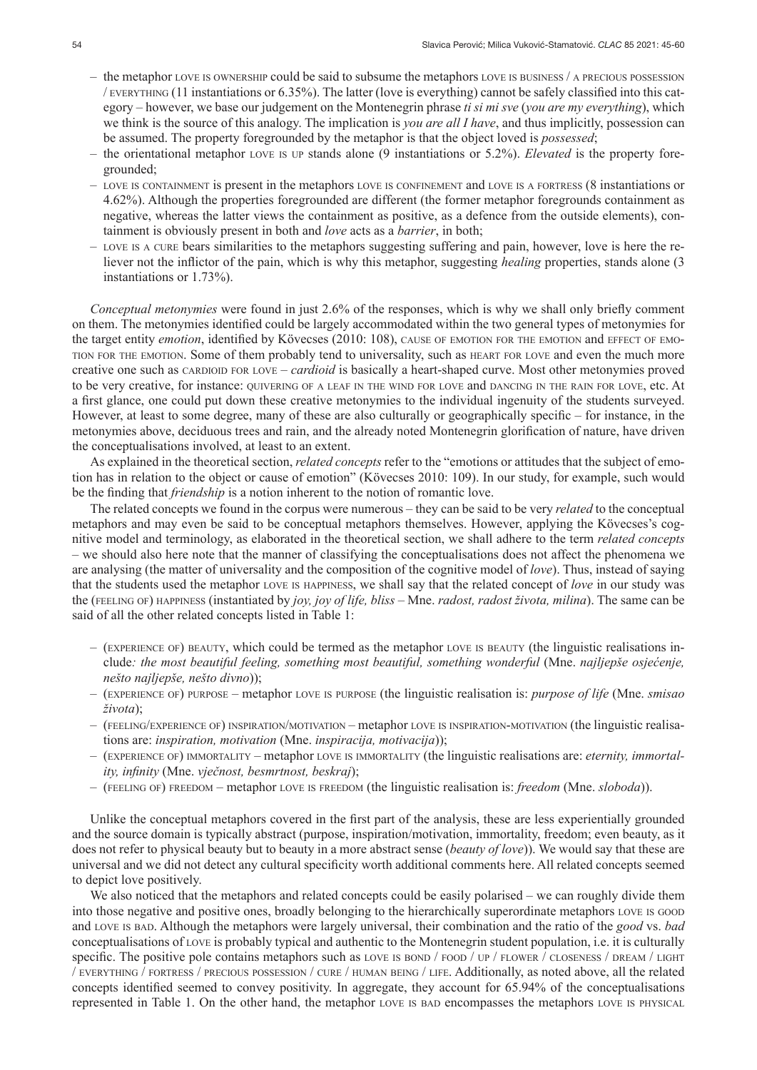– the metaphor LOVE IS OWNERSHIP could be said to subsume the metaphors LOVE IS BUSINESS / A PRECIOUS POSSESSION / EVERYTHING (11 instantiations or 6.35%). The latter (love is everything) cannot be safely classified into this category – however, we base our judgement on the Montenegrin phrase *ti si mi sve* (*you are my everything*), which we think is the source of this analogy. The implication is *you are all I have*, and thus implicitly, possession can be assumed. The property foregrounded by the metaphor is that the object loved is *possessed*;
– the orientational metaphor LOVE IS UP stands alone (9 instantiations or 5.2%). *Elevated* is the property foregrounded;
– LOVE IS CONTAINMENT is present in the metaphors LOVE IS CONFINEMENT and LOVE IS A FORTRESS (8 instantiations or 4.62%). Although the properties foregrounded are different (the former metaphor foregrounds containment as negative, whereas the latter views the containment as positive, as a defence from the outside elements), containment is obviously present in both and *love* acts as a *barrier*, in both;
– LOVE IS A CURE bears similarities to the metaphors suggesting suffering and pain, however, love is here the reliever not the inflictor of the pain, which is why this metaphor, suggesting *healing* properties, stands alone (3 instantiations or 1.73%).

*Conceptual metonymies* were found in just 2.6% of the responses, which is why we shall only briefly comment on them. The metonymies identified could be largely accommodated within the two general types of metonymies for the target entity *emotion*, identified by Kövecses (2010: 108), CAUSE OF EMOTION FOR THE EMOTION and EFFECT OF EMOTION FOR THE EMOTION. Some of them probably tend to universality, such as HEART FOR LOVE and even the much more creative one such as CARDIOID FOR LOVE – *cardioid* is basically a heart-shaped curve. Most other metonymies proved to be very creative, for instance: QUIVERING OF A LEAF IN THE WIND FOR LOVE and DANCING IN THE RAIN FOR LOVE, etc. At a first glance, one could put down these creative metonymies to the individual ingenuity of the students surveyed. However, at least to some degree, many of these are also culturally or geographically specific – for instance, in the metonymies above, deciduous trees and rain, and the already noted Montenegrin glorification of nature, have driven the conceptualisations involved, at least to an extent.

As explained in the theoretical section, *related concepts* refer to the "emotions or attitudes that the subject of emotion has in relation to the object or cause of emotion" (Kövecses 2010: 109). In our study, for example, such would be the finding that *friendship* is a notion inherent to the notion of romantic love.

The related concepts we found in the corpus were numerous – they can be said to be very *related* to the conceptual metaphors and may even be said to be conceptual metaphors themselves. However, applying the Kövecses's cognitive model and terminology, as elaborated in the theoretical section, we shall adhere to the term *related concepts* – we should also here note that the manner of classifying the conceptualisations does not affect the phenomena we are analysing (the matter of universality and the composition of the cognitive model of *love*). Thus, instead of saying that the students used the metaphor LOVE IS HAPPINESS, we shall say that the related concept of *love* in our study was the (FEELING OF) HAPPINESS (instantiated by *joy, joy of life, bliss* – Mne. *radost, radost života, milina*). The same can be said of all the other related concepts listed in Table 1:

– (EXPERIENCE OF) BEAUTY, which could be termed as the metaphor LOVE IS BEAUTY (the linguistic realisations include*: the most beautiful feeling, something most beautiful, something wonderful* (Mne. *najljepše osjećenje, nešto najljepše, nešto divno*));
– (EXPERIENCE OF) PURPOSE – metaphor LOVE IS PURPOSE (the linguistic realisation is: *purpose of life* (Mne. *smisao života*);
– (FEELING/EXPERIENCE OF) INSPIRATION/MOTIVATION – metaphor LOVE IS INSPIRATION-MOTIVATION (the linguistic realisations are: *inspiration, motivation* (Mne. *inspiracija, motivacija*));
– (EXPERIENCE OF) IMMORTALITY – metaphor LOVE IS IMMORTALITY (the linguistic realisations are: *eternity, immortality, infinity* (Mne. *vječnost, besmrtnost, beskraj*);
– (FEELING OF) FREEDOM – metaphor LOVE IS FREEDOM (the linguistic realisation is: *freedom* (Mne. *sloboda*)).

Unlike the conceptual metaphors covered in the first part of the analysis, these are less experientially grounded and the source domain is typically abstract (purpose, inspiration/motivation, immortality, freedom; even beauty, as it does not refer to physical beauty but to beauty in a more abstract sense (*beauty of love*)). We would say that these are universal and we did not detect any cultural specificity worth additional comments here. All related concepts seemed to depict love positively.

We also noticed that the metaphors and related concepts could be easily polarised – we can roughly divide them into those negative and positive ones, broadly belonging to the hierarchically superordinate metaphors LOVE IS GOOD and LOVE IS BAD. Although the metaphors were largely universal, their combination and the ratio of the *good* vs. *bad* conceptualisations of LOVE is probably typical and authentic to the Montenegrin student population, i.e. it is culturally specific. The positive pole contains metaphors such as LOVE IS BOND / FOOD / UP / FLOWER / CLOSENESS / DREAM / LIGHT / EVERYTHING / FORTRESS / PRECIOUS POSSESSION / CURE / HUMAN BEING / LIFE. Additionally, as noted above, all the related concepts identified seemed to convey positivity. In aggregate, they account for 65.94% of the conceptualisations represented in Table 1. On the other hand, the metaphor LOVE IS BAD encompasses the metaphors LOVE IS PHYSICAL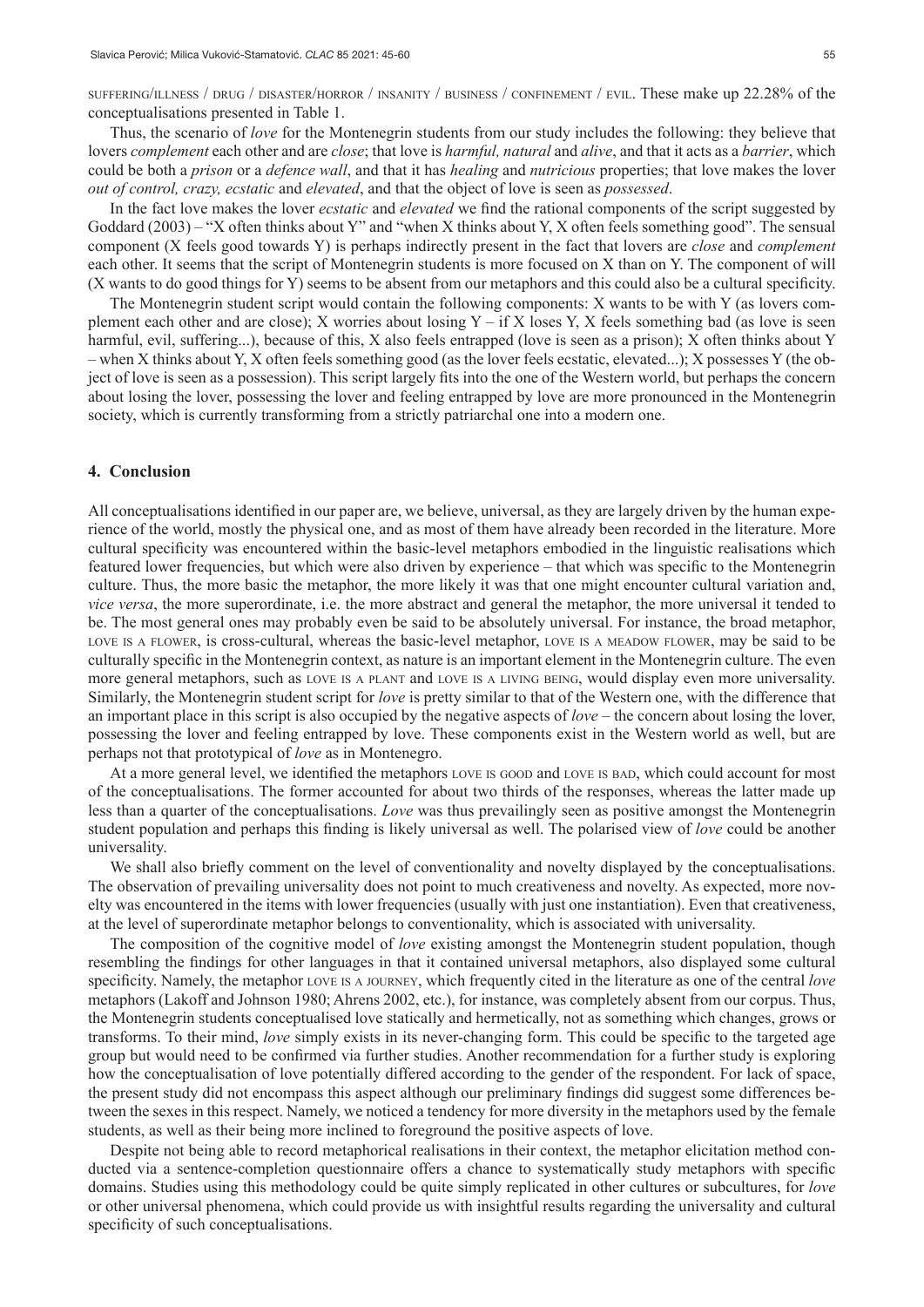SUFFERING/ILLNESS / DRUG / DISASTER/HORROR / INSANITY / BUSINESS / CONFINEMENT / EVIL. These make up 22.28% of the conceptualisations presented in Table 1.

Thus, the scenario of *love* for the Montenegrin students from our study includes the following: they believe that lovers *complement* each other and are *close*; that love is *harmful, natural* and *alive*, and that it acts as a *barrier*, which could be both a *prison* or a *defence wall*, and that it has *healing* and *nutricious* properties; that love makes the lover *out of control, crazy, ecstatic* and *elevated*, and that the object of love is seen as *possessed*.

In the fact love makes the lover *ecstatic* and *elevated* we find the rational components of the script suggested by Goddard (2003) – "X often thinks about Y" and "when X thinks about Y, X often feels something good". The sensual component (X feels good towards Y) is perhaps indirectly present in the fact that lovers are *close* and *complement* each other. It seems that the script of Montenegrin students is more focused on X than on Y. The component of will (X wants to do good things for Y) seems to be absent from our metaphors and this could also be a cultural specificity.

The Montenegrin student script would contain the following components: X wants to be with Y (as lovers complement each other and are close); X worries about losing Y – if X loses Y, X feels something bad (as love is seen harmful, evil, suffering...), because of this, X also feels entrapped (love is seen as a prison); X often thinks about Y – when X thinks about Y, X often feels something good (as the lover feels ecstatic, elevated...); X possesses Y (the object of love is seen as a possession). This script largely fits into the one of the Western world, but perhaps the concern about losing the lover, possessing the lover and feeling entrapped by love are more pronounced in the Montenegrin society, which is currently transforming from a strictly patriarchal one into a modern one.

## 4. Conclusion

All conceptualisations identified in our paper are, we believe, universal, as they are largely driven by the human experience of the world, mostly the physical one, and as most of them have already been recorded in the literature. More cultural specificity was encountered within the basic-level metaphors embodied in the linguistic realisations which featured lower frequencies, but which were also driven by experience – that which was specific to the Montenegrin culture. Thus, the more basic the metaphor, the more likely it was that one might encounter cultural variation and, *vice versa*, the more superordinate, i.e. the more abstract and general the metaphor, the more universal it tended to be. The most general ones may probably even be said to be absolutely universal. For instance, the broad metaphor, LOVE IS A FLOWER, is cross-cultural, whereas the basic-level metaphor, LOVE IS A MEADOW FLOWER, may be said to be culturally specific in the Montenegrin context, as nature is an important element in the Montenegrin culture. The even more general metaphors, such as LOVE IS A PLANT and LOVE IS A LIVING BEING, would display even more universality. Similarly, the Montenegrin student script for *love* is pretty similar to that of the Western one, with the difference that an important place in this script is also occupied by the negative aspects of *love* – the concern about losing the lover, possessing the lover and feeling entrapped by love. These components exist in the Western world as well, but are perhaps not that prototypical of *love* as in Montenegro.

At a more general level, we identified the metaphors LOVE IS GOOD and LOVE IS BAD, which could account for most of the conceptualisations. The former accounted for about two thirds of the responses, whereas the latter made up less than a quarter of the conceptualisations. *Love* was thus prevailingly seen as positive amongst the Montenegrin student population and perhaps this finding is likely universal as well. The polarised view of *love* could be another universality.

We shall also briefly comment on the level of conventionality and novelty displayed by the conceptualisations. The observation of prevailing universality does not point to much creativeness and novelty. As expected, more novelty was encountered in the items with lower frequencies (usually with just one instantiation). Even that creativeness, at the level of superordinate metaphor belongs to conventionality, which is associated with universality.

The composition of the cognitive model of *love* existing amongst the Montenegrin student population, though resembling the findings for other languages in that it contained universal metaphors, also displayed some cultural specificity. Namely, the metaphor LOVE IS A JOURNEY, which frequently cited in the literature as one of the central *love* metaphors (Lakoff and Johnson 1980; Ahrens 2002, etc.), for instance, was completely absent from our corpus. Thus, the Montenegrin students conceptualised love statically and hermetically, not as something which changes, grows or transforms. To their mind, *love* simply exists in its never-changing form. This could be specific to the targeted age group but would need to be confirmed via further studies. Another recommendation for a further study is exploring how the conceptualisation of love potentially differed according to the gender of the respondent. For lack of space, the present study did not encompass this aspect although our preliminary findings did suggest some differences between the sexes in this respect. Namely, we noticed a tendency for more diversity in the metaphors used by the female students, as well as their being more inclined to foreground the positive aspects of love.

Despite not being able to record metaphorical realisations in their context, the metaphor elicitation method conducted via a sentence-completion questionnaire offers a chance to systematically study metaphors with specific domains. Studies using this methodology could be quite simply replicated in other cultures or subcultures, for *love* or other universal phenomena, which could provide us with insightful results regarding the universality and cultural specificity of such conceptualisations.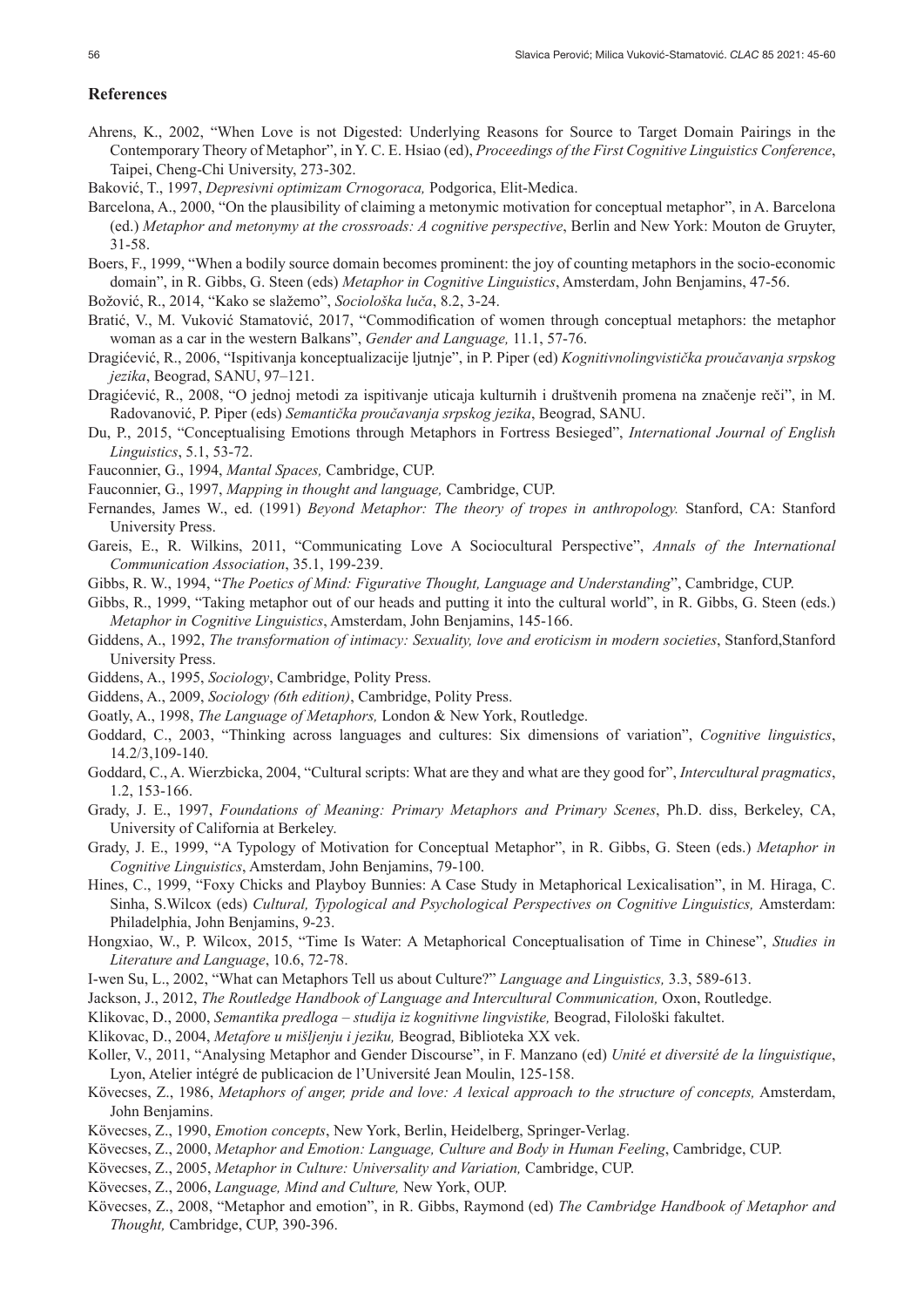## References

Ahrens, K., 2002, "When Love is not Digested: Underlying Reasons for Source to Target Domain Pairings in the Contemporary Theory of Metaphor", in Y. C. E. Hsiao (ed), *Proceedings of the First Cognitive Linguistics Conference*, Taipei, Cheng-Chi University, 273-302.

Baković, T., 1997, *Depresivni optimizam Crnogoraca,* Podgorica, Elit-Medica.

Barcelona, A., 2000, "On the plausibility of claiming a metonymic motivation for conceptual metaphor", in A. Barcelona (ed.) *Metaphor and metonymy at the crossroads: A cognitive perspective*, Berlin and New York: Mouton de Gruyter, 31-58.

Boers, F., 1999, "When a bodily source domain becomes prominent: the joy of counting metaphors in the socio-economic domain", in R. Gibbs, G. Steen (eds) *Metaphor in Cognitive Linguistics*, Amsterdam, John Benjamins, 47-56.

Božović, R., 2014, "Kako se slažemo", *Sociološka luča*, 8.2, 3-24.

Bratić, V., M. Vuković Stamatović, 2017, "Commodification of women through conceptual metaphors: the metaphor woman as a car in the western Balkans", *Gender and Language,* 11.1, 57-76.

Dragićević, R., 2006, "Ispitivanja konceptualizacije ljutnje", in P. Piper (ed) *Kognitivnolingvistička proučavanja srpskog jezika*, Beograd, SANU, 97–121.

Dragićević, R., 2008, "O jednoj metodi za ispitivanje uticaja kulturnih i društvenih promena na značenje reči", in M. Radovanović, P. Piper (eds) *Semantička proučavanja srpskog jezika*, Beograd, SANU.

Du, P., 2015, "Conceptualising Emotions through Metaphors in Fortress Besieged", *International Journal of English Linguistics*, 5.1, 53-72.

Fauconnier, G., 1994, *Mantal Spaces,* Cambridge, CUP.

Fauconnier, G., 1997, *Mapping in thought and language,* Cambridge, CUP.

Fernandes, James W., ed. (1991) *Beyond Metaphor: The theory of tropes in anthropology.* Stanford, CA: Stanford University Press.

Gareis, E., R. Wilkins, 2011, "Communicating Love A Sociocultural Perspective", *Annals of the International Communication Association*, 35.1, 199-239.

Gibbs, R. W., 1994, "*The Poetics of Mind: Figurative Thought, Language and Understanding*", Cambridge, CUP.

Gibbs, R., 1999, "Taking metaphor out of our heads and putting it into the cultural world", in R. Gibbs, G. Steen (eds.) *Metaphor in Cognitive Linguistics*, Amsterdam, John Benjamins, 145-166.

Giddens, A., 1992, *The transformation of intimacy: Sexuality, love and eroticism in modern societies*, Stanford,Stanford University Press.

Giddens, A., 1995, *Sociology*, Cambridge, Polity Press.

Giddens, A., 2009, *Sociology (6th edition)*, Cambridge, Polity Press.

Goatly, A., 1998, *The Language of Metaphors,* London & New York, Routledge.

Goddard, C., 2003, "Thinking across languages and cultures: Six dimensions of variation", *Cognitive linguistics*, 14.2/3,109-140.

Goddard, C., A. Wierzbicka, 2004, "Cultural scripts: What are they and what are they good for", *Intercultural pragmatics*, 1.2, 153-166.

Grady, J. E., 1997, *Foundations of Meaning: Primary Metaphors and Primary Scenes*, Ph.D. diss, Berkeley, CA, University of California at Berkeley.

Grady, J. E., 1999, "A Typology of Motivation for Conceptual Metaphor", in R. Gibbs, G. Steen (eds.) *Metaphor in Cognitive Linguistics*, Amsterdam, John Benjamins, 79-100.

Hines, C., 1999, "Foxy Chicks and Playboy Bunnies: A Case Study in Metaphorical Lexicalisation", in M. Hiraga, C. Sinha, S.Wilcox (eds) *Cultural, Typological and Psychological Perspectives on Cognitive Linguistics,* Amsterdam: Philadelphia, John Benjamins, 9-23.

Hongxiao, W., P. Wilcox, 2015, "Time Is Water: A Metaphorical Conceptualisation of Time in Chinese", *Studies in Literature and Language*, 10.6, 72-78.

I-wen Su, L., 2002, "What can Metaphors Tell us about Culture?" *Language and Linguistics,* 3.3, 589-613.

Jackson, J., 2012, *The Routledge Handbook of Language and Intercultural Communication,* Oxon, Routledge.

Klikovac, D., 2000, *Semantika predloga – studija iz kognitivne lingvistike,* Beograd, Filološki fakultet.

Klikovac, D., 2004, *Metafore u mišljenju i jeziku,* Beograd, Biblioteka XX vek.

Koller, V., 2011, "Analysing Metaphor and Gender Discourse", in F. Manzano (ed) *Unité et diversité de la línguistique*, Lyon, Atelier intégré de publicacion de l'Université Jean Moulin, 125-158.

Kövecses, Z., 1986, *Metaphors of anger, pride and love: A lexical approach to the structure of concepts,* Amsterdam, John Benjamins.

Kövecses, Z., 1990, *Emotion concepts*, New York, Berlin, Heidelberg, Springer-Verlag.

Kövecses, Z., 2000, *Metaphor and Emotion: Language, Culture and Body in Human Feeling*, Cambridge, CUP.

Kövecses, Z., 2005, *Metaphor in Culture: Universality and Variation,* Cambridge, CUP.

Kövecses, Z., 2006, *Language, Mind and Culture,* New York, OUP.

Kövecses, Z., 2008, "Metaphor and emotion", in R. Gibbs, Raymond (ed) *The Cambridge Handbook of Metaphor and Thought,* Cambridge, CUP, 390-396.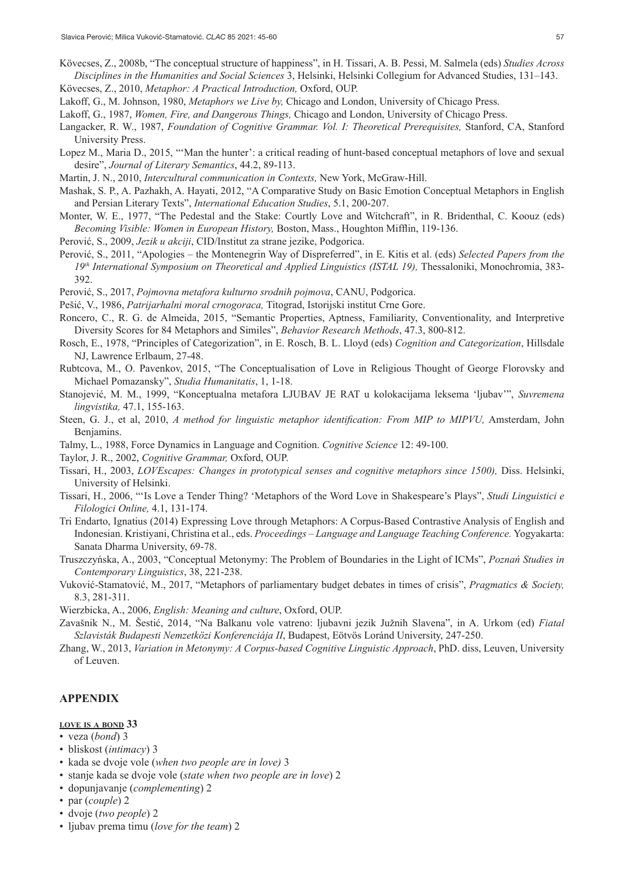Kövecses, Z., 2008b, "The conceptual structure of happiness", in H. Tissari, A. B. Pessi, M. Salmela (eds) *Studies Across Disciplines in the Humanities and Social Sciences* 3, Helsinki, Helsinki Collegium for Advanced Studies, 131–143.

Kövecses, Z., 2010, *Metaphor: A Practical Introduction,* Oxford, OUP.

Lakoff, G., M. Johnson, 1980, *Metaphors we Live by,* Chicago and London, University of Chicago Press.

Lakoff, G., 1987, *Women, Fire, and Dangerous Things,* Chicago and London, University of Chicago Press.

Langacker, R. W., 1987, *Foundation of Cognitive Grammar. Vol. I: Theoretical Prerequisites,* Stanford, CA, Stanford University Press.

Lopez M., Maria D., 2015, "'Man the hunter': a critical reading of hunt-based conceptual metaphors of love and sexual desire", *Journal of Literary Semantics*, 44.2, 89-113.

Martin, J. N., 2010, *Intercultural communication in Contexts,* New York, McGraw-Hill.

Mashak, S. P., A. Pazhakh, A. Hayati, 2012, "A Comparative Study on Basic Emotion Conceptual Metaphors in English and Persian Literary Texts", *International Education Studies*, 5.1, 200-207.

Monter, W. E., 1977, "The Pedestal and the Stake: Courtly Love and Witchcraft", in R. Bridenthal, C. Koouz (eds) *Becoming Visible: Women in European History,* Boston, Mass., Houghton Mifflin, 119-136.

Perović, S., 2009, *Jezik u akciji*, CID/Institut za strane jezike, Podgorica.

Perović, S., 2011, "Apologies – the Montenegrin Way of Dispreferred", in E. Kitis et al. (eds) *Selected Papers from the 19th International Symposium on Theoretical and Applied Linguistics (ISTAL 19),* Thessaloniki, Monochromia, 383-392.

Perović, S., 2017, *Pojmovna metafora kulturno srodnih pojmova*, CANU, Podgorica.

Pešić, V., 1986, *Patrijarhalni moral crnogoraca,* Titograd, Istorijski institut Crne Gore.

Roncero, C., R. G. de Almeida, 2015, "Semantic Properties, Aptness, Familiarity, Conventionality, and Interpretive Diversity Scores for 84 Metaphors and Similes", *Behavior Research Methods*, 47.3, 800-812.

Rosch, E., 1978, "Principles of Categorization", in E. Rosch, B. L. Lloyd (eds) *Cognition and Categorization*, Hillsdale NJ, Lawrence Erlbaum, 27-48.

Rubtcova, M., O. Pavenkov, 2015, "The Conceptualisation of Love in Religious Thought of George Florovsky and Michael Pomazansky", *Studia Humanitatis*, 1, 1-18.

Stanojević, M. M., 1999, "Konceptualna metafora LJUBAV JE RAT u kolokacijama leksema 'ljubav'", *Suvremena lingvistika,* 47.1, 155-163.

Steen, G. J., et al, 2010, *A method for linguistic metaphor identification: From MIP to MIPVU,* Amsterdam, John Benjamins.

Talmy, L., 1988, Force Dynamics in Language and Cognition. *Cognitive Science* 12: 49-100.

Taylor, J. R., 2002, *Cognitive Grammar,* Oxford, OUP.

Tissari, H., 2003, *LOVEscapes: Changes in prototypical senses and cognitive metaphors since 1500),* Diss. Helsinki, University of Helsinki.

Tissari, H., 2006, "'Is Love a Tender Thing? 'Metaphors of the Word Love in Shakespeare's Plays", *Studi Linguistici e Filologici Online,* 4.1, 131-174.

Tri Endarto, Ignatius (2014) Expressing Love through Metaphors: A Corpus-Based Contrastive Analysis of English and Indonesian. Kristiyani, Christina et al., eds. *Proceedings – Language and Language Teaching Conference.* Yogyakarta: Sanata Dharma University, 69-78.

Truszczyńska, A., 2003, "Conceptual Metonymy: The Problem of Boundaries in the Light of ICMs", *Poznań Studies in Contemporary Linguistics*, 38, 221-238.

Vuković-Stamatović, M., 2017, "Metaphors of parliamentary budget debates in times of crisis", *Pragmatics & Society,* 8.3, 281-311.

Wierzbicka, A., 2006, *English: Meaning and culture*, Oxford, OUP.

Zavašnik N., M. Šestić, 2014, "Na Balkanu vole vatreno: ljubavni jezik Južnih Slavena", in A. Urkom (ed) *Fiatal Szlavisták Budapesti Nemzetközi Konferenciája II*, Budapest, Eötvös Loránd University, 247-250.

Zhang, W., 2013, *Variation in Metonymy: A Corpus-based Cognitive Linguistic Approach*, PhD. diss, Leuven, University of Leuven.

## APPENDIX

**LOVE IS A BOND 33**

- veza (*bond*) 3
- bliskost (*intimacy*) 3
- kada se dvoje vole (*when two people are in love)* 3
- stanje kada se dvoje vole (*state when two people are in love*) 2
- dopunjavanje (*complementing*) 2
- par (*couple*) 2
- dvoje (*two people*) 2
- ljubav prema timu (*love for the team*) 2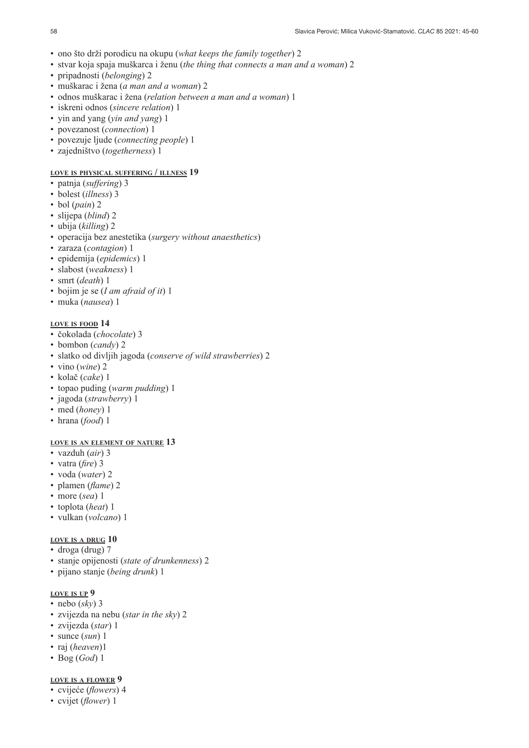- ono što drži porodicu na okupu (*what keeps the family together*) 2
- stvar koja spaja muškarca i ženu (*the thing that connects a man and a woman*) 2
- pripadnosti (*belonging*) 2
- muškarac i žena (*a man and a woman*) 2
- odnos muškarac i žena (*relation between a man and a woman*) 1
- iskreni odnos (*sincere relation*) 1
- yin and yang (*yin and yang*) 1
- povezanost (*connection*) 1
- povezuje ljude (*connecting people*) 1
- zajedništvo (*togetherness*) 1

**LOVE IS PHYSICAL SUFFERING / ILLNESS 19**

- patnja (*suffering*) 3
- bolest (*illness*) 3
- bol (*pain*) 2
- slijepa (*blind*) 2
- ubija (*killing*) 2
- operacija bez anestetika (*surgery without anaesthetics*)
- zaraza (*contagion*) 1
- epidemija (*epidemics*) 1
- slabost (*weakness*) 1
- smrt (*death*) 1
- bojim je se (*I am afraid of it*) 1
- muka (*nausea*) 1

**LOVE IS FOOD 14**

- čokolada (*chocolate*) 3
- bombon (*candy*) 2
- slatko od divljih jagoda (*conserve of wild strawberries*) 2
- vino (*wine*) 2
- kolač (*cake*) 1
- topao puding (*warm pudding*) 1
- jagoda (*strawberry*) 1
- med (*honey*) 1
- hrana (*food*) 1

**LOVE IS AN ELEMENT OF NATURE 13**

- vazduh (*air*) 3
- vatra (*fire*) 3
- voda (*water*) 2
- plamen (*flame*) 2
- more (*sea*) 1
- toplota (*heat*) 1
- vulkan (*volcano*) 1

**LOVE IS A DRUG 10**

- droga (drug) 7
- stanje opijenosti (*state of drunkenness*) 2
- pijano stanje (*being drunk*) 1

**LOVE IS UP 9**

- nebo (*sky*) 3
- zvijezda na nebu (*star in the sky*) 2
- zvijezda (*star*) 1
- sunce (*sun*) 1
- raj (*heaven*)1
- Bog (*God*) 1

**LOVE IS A FLOWER 9**

- cvijeće (*flowers*) 4
- cvijet (*flower*) 1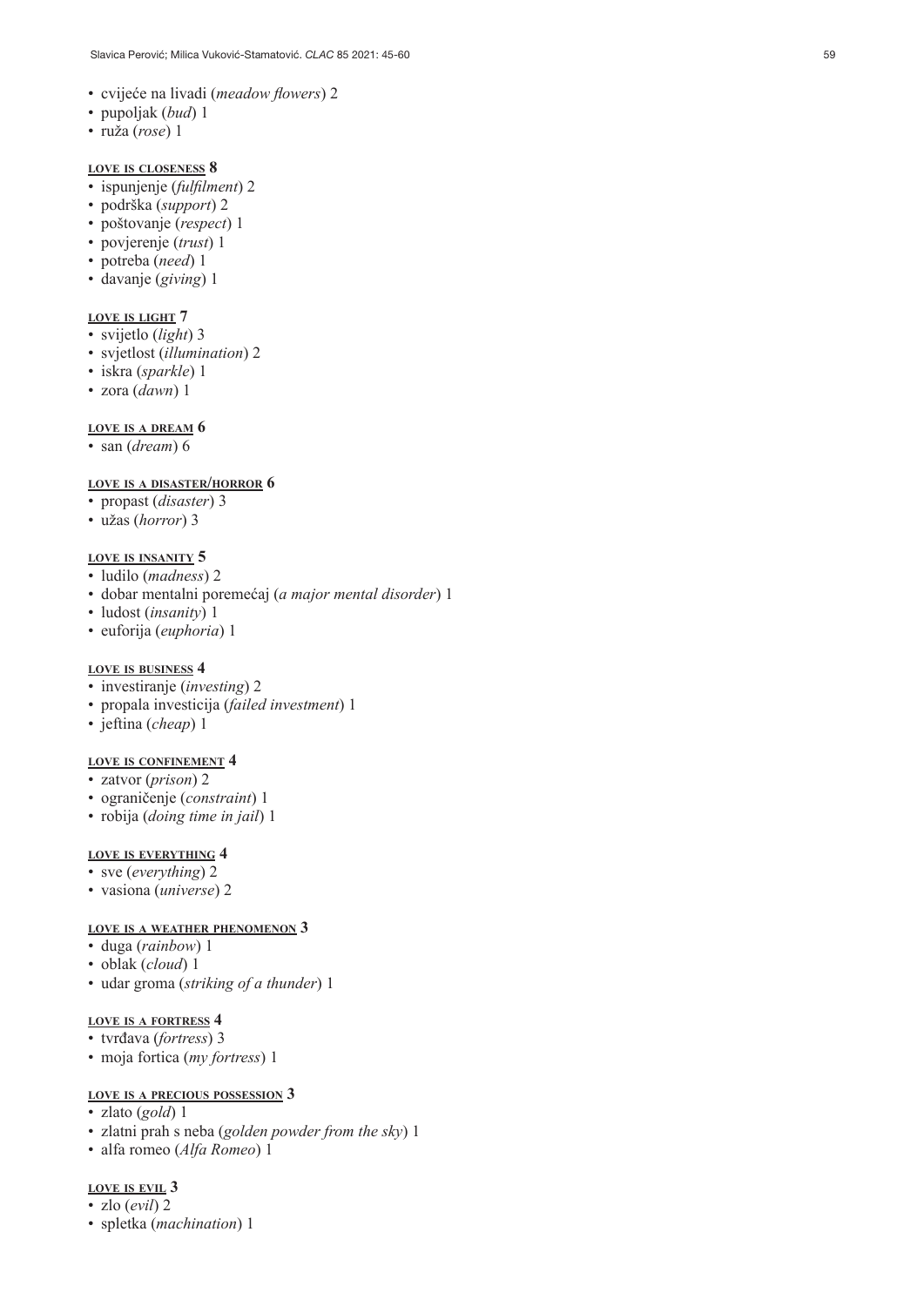- cvijeće na livadi (*meadow flowers*) 2
- pupoljak (*bud*) 1
- ruža (*rose*) 1

**LOVE IS CLOSENESS 8**
- ispunjenje (*fulfilment*) 2
- podrška (*support*) 2
- poštovanje (*respect*) 1
- povjerenje (*trust*) 1
- potreba (*need*) 1
- davanje (*giving*) 1

**LOVE IS LIGHT 7**
- svijetlo (*light*) 3
- svjetlost (*illumination*) 2
- iskra (*sparkle*) 1
- zora (*dawn*) 1

**LOVE IS A DREAM 6**
- san (*dream*) 6

**LOVE IS A DISASTER/HORROR 6**
- propast (*disaster*) 3
- užas (*horror*) 3

**LOVE IS INSANITY 5**
- ludilo (*madness*) 2
- dobar mentalni poremećaj (*a major mental disorder*) 1
- luđost (*insanity*) 1
- euforija (*euphoria*) 1

**LOVE IS BUSINESS 4**
- investiranje (*investing*) 2
- propala investicija (*failed investment*) 1
- jeftina (*cheap*) 1

**LOVE IS CONFINEMENT 4**
- zatvor (*prison*) 2
- ograničenje (*constraint*) 1
- robija (*doing time in jail*) 1

**LOVE IS EVERYTHING 4**
- sve (*everything*) 2
- vasiona (*universe*) 2

**LOVE IS A WEATHER PHENOMENON 3**
- duga (*rainbow*) 1
- oblak (*cloud*) 1
- udar groma (*striking of a thunder*) 1

**LOVE IS A FORTRESS 4**
- tvrđava (*fortress*) 3
- moja fortica (*my fortress*) 1

**LOVE IS A PRECIOUS POSSESSION 3**
- zlato (*gold*) 1
- zlatni prah s neba (*golden powder from the sky*) 1
- alfa romeo (*Alfa Romeo*) 1

**LOVE IS EVIL 3**
- zlo (*evil*) 2
- spletka (*machination*) 1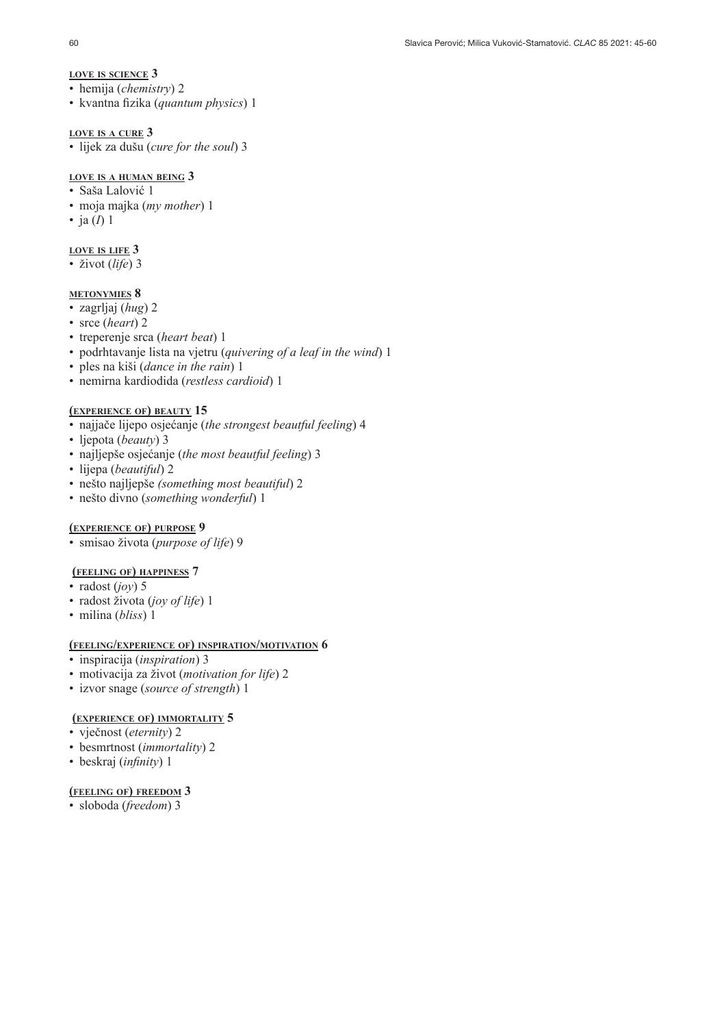**<u>LOVE IS SCIENCE</u> 3**
- hemija (*chemistry*) 2
- kvantna fizika (*quantum physics*) 1

**<u>LOVE IS A CURE</u> 3**
- lijek za dušu (*cure for the soul*) 3

**<u>LOVE IS A HUMAN BEING</u> 3**
- Saša Lalović 1
- moja majka (*my mother*) 1
- ja (*I*) 1

**<u>LOVE IS LIFE</u> 3**
- život (*life*) 3

**<u>METONYMIES</u> 8**
- zagrljaj (*hug*) 2
- srce (*heart*) 2
- treperenje srca (*heart beat*) 1
- podrhtavanje lista na vjetru (*quivering of a leaf in the wind*) 1
- ples na kiši (*dance in the rain*) 1
- nemirna kardiodida (*restless cardioid*) 1

**<u>(EXPERIENCE OF) BEAUTY</u> 15**
- najjače lijepo osjećanje (*the strongest beautful feeling*) 4
- ljepota (*beauty*) 3
- najljepše osjećanje (*the most beautful feeling*) 3
- lijepa (*beautiful*) 2
- nešto najljepše *(something most beautiful*) 2
- nešto divno (*something wonderful*) 1

**<u>(EXPERIENCE OF) PURPOSE</u> 9**
- smisao života (*purpose of life*) 9

**<u>(FEELING OF) HAPPINESS</u> 7**
- radost (*joy*) 5
- radost života (*joy of life*) 1
- milina (*bliss*) 1

**<u>(FEELING/EXPERIENCE OF) INSPIRATION/MOTIVATION</u> 6**
- inspiracija (*inspiration*) 3
- motivacija za život (*motivation for life*) 2
- izvor snage (*source of strength*) 1

**<u>(EXPERIENCE OF) IMMORTALITY</u> 5**
- vječnost (*eternity*) 2
- besmrtnost (*immortality*) 2
- beskraj (*infinity*) 1

**<u>(FEELING OF) FREEDOM</u> 3**
- sloboda (*freedom*) 3